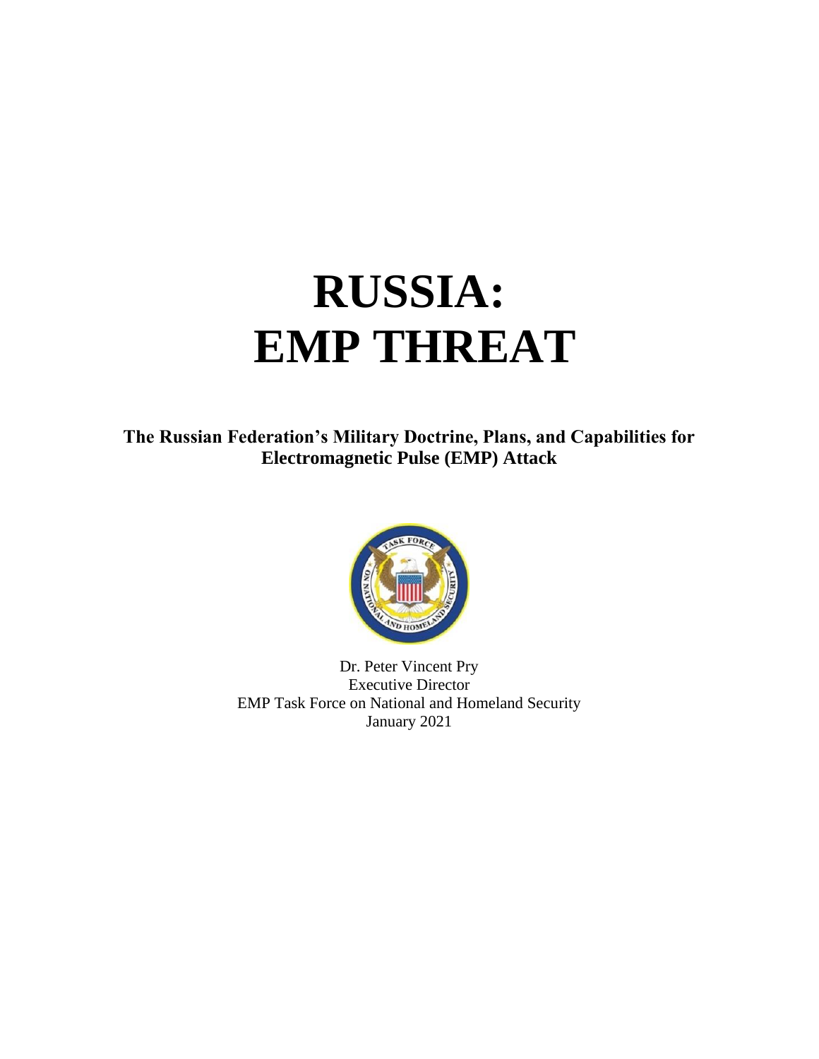# RUSSIA: EMP THREAT

**The Russian Federation's Military Doctrine, Plans, and Capabilities for Electromagnetic Pulse (EMP) Attack**

Dr. Peter Vincent Pry
Executive Director
EMP Task Force on National and Homeland Security
January 2021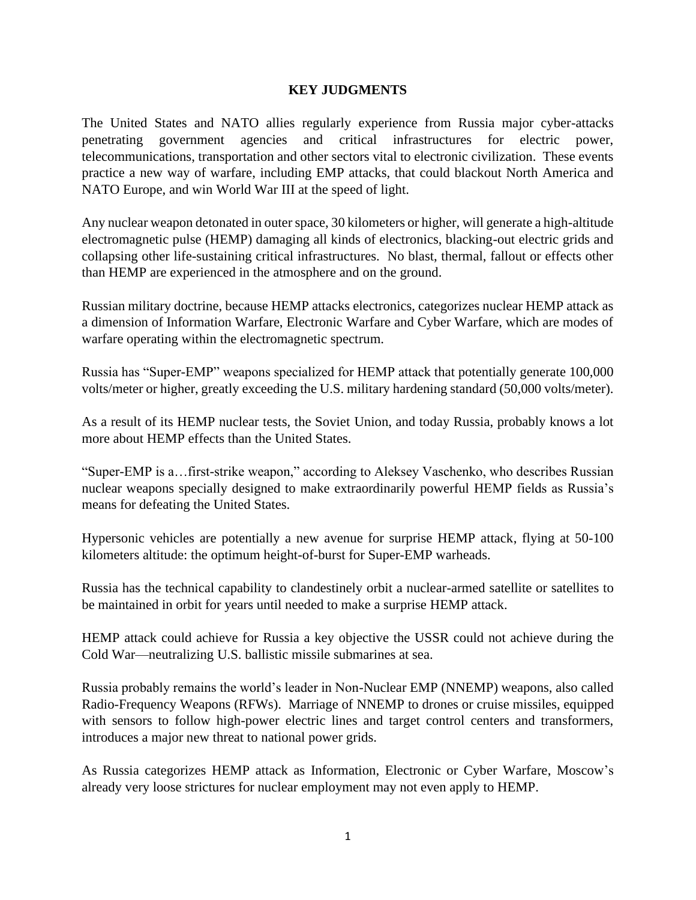## KEY JUDGMENTS

The United States and NATO allies regularly experience from Russia major cyber-attacks penetrating government agencies and critical infrastructures for electric power, telecommunications, transportation and other sectors vital to electronic civilization. These events practice a new way of warfare, including EMP attacks, that could blackout North America and NATO Europe, and win World War III at the speed of light.

Any nuclear weapon detonated in outer space, 30 kilometers or higher, will generate a high-altitude electromagnetic pulse (HEMP) damaging all kinds of electronics, blacking-out electric grids and collapsing other life-sustaining critical infrastructures. No blast, thermal, fallout or effects other than HEMP are experienced in the atmosphere and on the ground.

Russian military doctrine, because HEMP attacks electronics, categorizes nuclear HEMP attack as a dimension of Information Warfare, Electronic Warfare and Cyber Warfare, which are modes of warfare operating within the electromagnetic spectrum.

Russia has "Super-EMP" weapons specialized for HEMP attack that potentially generate 100,000 volts/meter or higher, greatly exceeding the U.S. military hardening standard (50,000 volts/meter).

As a result of its HEMP nuclear tests, the Soviet Union, and today Russia, probably knows a lot more about HEMP effects than the United States.

"Super-EMP is a…first-strike weapon," according to Aleksey Vaschenko, who describes Russian nuclear weapons specially designed to make extraordinarily powerful HEMP fields as Russia's means for defeating the United States.

Hypersonic vehicles are potentially a new avenue for surprise HEMP attack, flying at 50-100 kilometers altitude: the optimum height-of-burst for Super-EMP warheads.

Russia has the technical capability to clandestinely orbit a nuclear-armed satellite or satellites to be maintained in orbit for years until needed to make a surprise HEMP attack.

HEMP attack could achieve for Russia a key objective the USSR could not achieve during the Cold War—neutralizing U.S. ballistic missile submarines at sea.

Russia probably remains the world's leader in Non-Nuclear EMP (NNEMP) weapons, also called Radio-Frequency Weapons (RFWs). Marriage of NNEMP to drones or cruise missiles, equipped with sensors to follow high-power electric lines and target control centers and transformers, introduces a major new threat to national power grids.

As Russia categorizes HEMP attack as Information, Electronic or Cyber Warfare, Moscow's already very loose strictures for nuclear employment may not even apply to HEMP.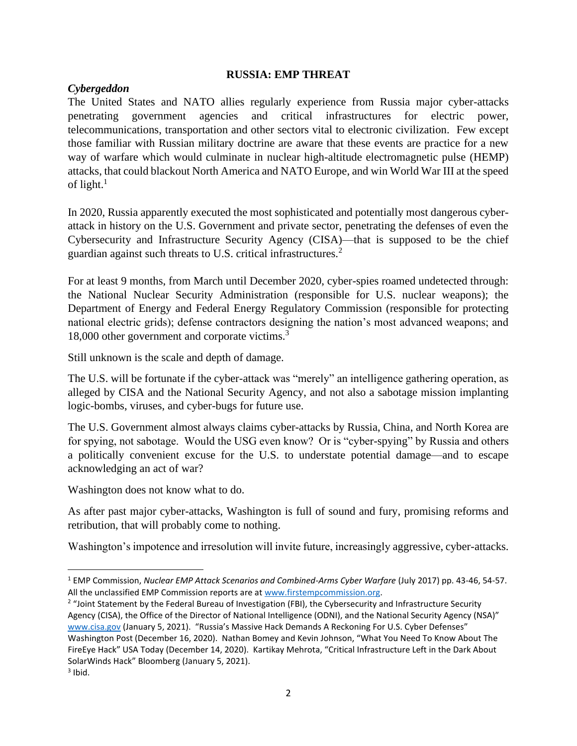## RUSSIA: EMP THREAT

### *Cybergeddon*

The United States and NATO allies regularly experience from Russia major cyber-attacks penetrating government agencies and critical infrastructures for electric power, telecommunications, transportation and other sectors vital to electronic civilization. Few except those familiar with Russian military doctrine are aware that these events are practice for a new way of warfare which would culminate in nuclear high-altitude electromagnetic pulse (HEMP) attacks, that could blackout North America and NATO Europe, and win World War III at the speed of light.[1]

In 2020, Russia apparently executed the most sophisticated and potentially most dangerous cyber-attack in history on the U.S. Government and private sector, penetrating the defenses of even the Cybersecurity and Infrastructure Security Agency (CISA)—that is supposed to be the chief guardian against such threats to U.S. critical infrastructures.[2]

For at least 9 months, from March until December 2020, cyber-spies roamed undetected through: the National Nuclear Security Administration (responsible for U.S. nuclear weapons); the Department of Energy and Federal Energy Regulatory Commission (responsible for protecting national electric grids); defense contractors designing the nation's most advanced weapons; and 18,000 other government and corporate victims.[3]

Still unknown is the scale and depth of damage.

The U.S. will be fortunate if the cyber-attack was "merely" an intelligence gathering operation, as alleged by CISA and the National Security Agency, and not also a sabotage mission implanting logic-bombs, viruses, and cyber-bugs for future use.

The U.S. Government almost always claims cyber-attacks by Russia, China, and North Korea are for spying, not sabotage. Would the USG even know? Or is "cyber-spying" by Russia and others a politically convenient excuse for the U.S. to understate potential damage—and to escape acknowledging an act of war?

Washington does not know what to do.

As after past major cyber-attacks, Washington is full of sound and fury, promising reforms and retribution, that will probably come to nothing.

Washington's impotence and irresolution will invite future, increasingly aggressive, cyber-attacks.

---

[1] EMP Commission, *Nuclear EMP Attack Scenarios and Combined-Arms Cyber Warfare* (July 2017) pp. 43-46, 54-57. All the unclassified EMP Commission reports are at www.firstempcommission.org.

[2] "Joint Statement by the Federal Bureau of Investigation (FBI), the Cybersecurity and Infrastructure Security Agency (CISA), the Office of the Director of National Intelligence (ODNI), and the National Security Agency (NSA)" www.cisa.gov (January 5, 2021). "Russia's Massive Hack Demands A Reckoning For U.S. Cyber Defenses" Washington Post (December 16, 2020). Nathan Bomey and Kevin Johnson, "What You Need To Know About The FireEye Hack" USA Today (December 14, 2020). Kartikay Mehrota, "Critical Infrastructure Left in the Dark About SolarWinds Hack" Bloomberg (January 5, 2021).

[3] Ibid.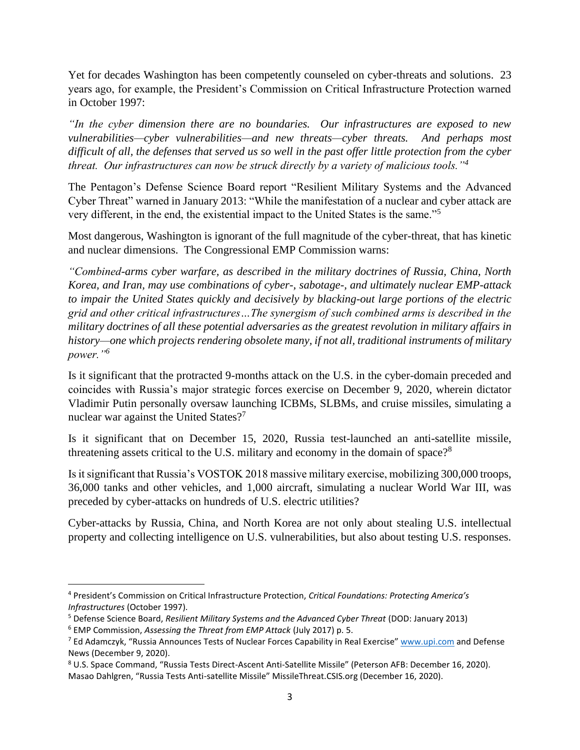Yet for decades Washington has been competently counseled on cyber-threats and solutions. 23 years ago, for example, the President's Commission on Critical Infrastructure Protection warned in October 1997:

*"In the cyber dimension there are no boundaries. Our infrastructures are exposed to new vulnerabilities—cyber vulnerabilities—and new threats—cyber threats. And perhaps most difficult of all, the defenses that served us so well in the past offer little protection from the cyber threat. Our infrastructures can now be struck directly by a variety of malicious tools."*[4]

The Pentagon's Defense Science Board report "Resilient Military Systems and the Advanced Cyber Threat" warned in January 2013: "While the manifestation of a nuclear and cyber attack are very different, in the end, the existential impact to the United States is the same."[5]

Most dangerous, Washington is ignorant of the full magnitude of the cyber-threat, that has kinetic and nuclear dimensions. The Congressional EMP Commission warns:

*"Combined-arms cyber warfare, as described in the military doctrines of Russia, China, North Korea, and Iran, may use combinations of cyber-, sabotage-, and ultimately nuclear EMP-attack to impair the United States quickly and decisively by blacking-out large portions of the electric grid and other critical infrastructures…The synergism of such combined arms is described in the military doctrines of all these potential adversaries as the greatest revolution in military affairs in history—one which projects rendering obsolete many, if not all, traditional instruments of military power."*[6]

Is it significant that the protracted 9-months attack on the U.S. in the cyber-domain preceded and coincides with Russia's major strategic forces exercise on December 9, 2020, wherein dictator Vladimir Putin personally oversaw launching ICBMs, SLBMs, and cruise missiles, simulating a nuclear war against the United States?[7]

Is it significant that on December 15, 2020, Russia test-launched an anti-satellite missile, threatening assets critical to the U.S. military and economy in the domain of space?[8]

Is it significant that Russia's VOSTOK 2018 massive military exercise, mobilizing 300,000 troops, 36,000 tanks and other vehicles, and 1,000 aircraft, simulating a nuclear World War III, was preceded by cyber-attacks on hundreds of U.S. electric utilities?

Cyber-attacks by Russia, China, and North Korea are not only about stealing U.S. intellectual property and collecting intelligence on U.S. vulnerabilities, but also about testing U.S. responses.

---

[4] President's Commission on Critical Infrastructure Protection, *Critical Foundations: Protecting America's Infrastructures* (October 1997).

[5] Defense Science Board, *Resilient Military Systems and the Advanced Cyber Threat* (DOD: January 2013)

[6] EMP Commission, *Assessing the Threat from EMP Attack* (July 2017) p. 5.

[7] Ed Adamczyk, "Russia Announces Tests of Nuclear Forces Capability in Real Exercise" www.upi.com and Defense News (December 9, 2020).

[8] U.S. Space Command, "Russia Tests Direct-Ascent Anti-Satellite Missile" (Peterson AFB: December 16, 2020). Masao Dahlgren, "Russia Tests Anti-satellite Missile" MissileThreat.CSIS.org (December 16, 2020).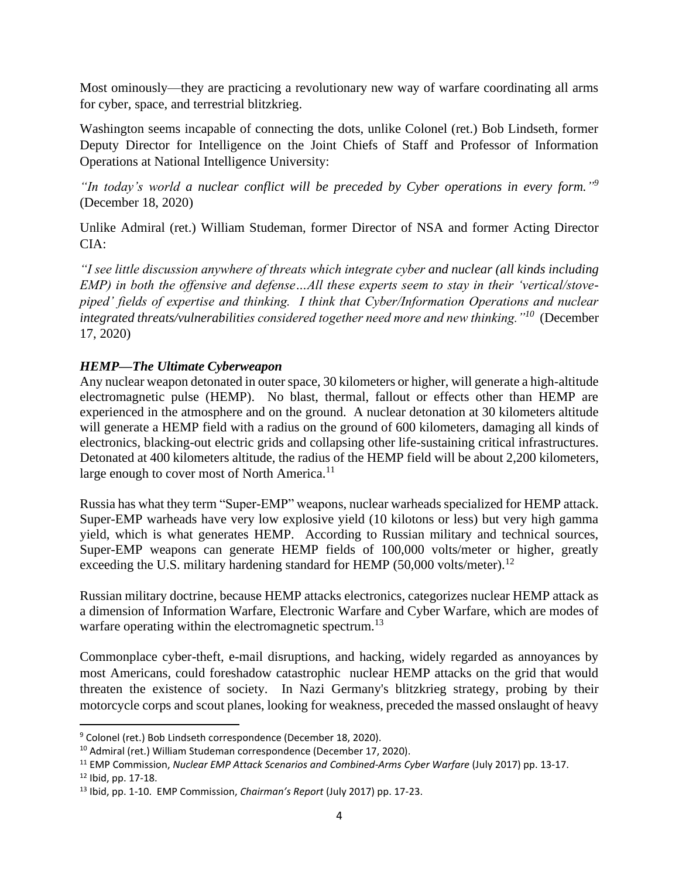Most ominously—they are practicing a revolutionary new way of warfare coordinating all arms for cyber, space, and terrestrial blitzkrieg.

Washington seems incapable of connecting the dots, unlike Colonel (ret.) Bob Lindseth, former Deputy Director for Intelligence on the Joint Chiefs of Staff and Professor of Information Operations at National Intelligence University:

*"In today's world a nuclear conflict will be preceded by Cyber operations in every form."*[9] (December 18, 2020)

Unlike Admiral (ret.) William Studeman, former Director of NSA and former Acting Director CIA:

*"I see little discussion anywhere of threats which integrate cyber and nuclear (all kinds including EMP) in both the offensive and defense…All these experts seem to stay in their 'vertical/stove-piped' fields of expertise and thinking. I think that Cyber/Information Operations and nuclear integrated threats/vulnerabilities considered together need more and new thinking."*[10] (December 17, 2020)

### *HEMP—The Ultimate Cyberweapon*

Any nuclear weapon detonated in outer space, 30 kilometers or higher, will generate a high-altitude electromagnetic pulse (HEMP). No blast, thermal, fallout or effects other than HEMP are experienced in the atmosphere and on the ground. A nuclear detonation at 30 kilometers altitude will generate a HEMP field with a radius on the ground of 600 kilometers, damaging all kinds of electronics, blacking-out electric grids and collapsing other life-sustaining critical infrastructures. Detonated at 400 kilometers altitude, the radius of the HEMP field will be about 2,200 kilometers, large enough to cover most of North America.[11]

Russia has what they term "Super-EMP" weapons, nuclear warheads specialized for HEMP attack. Super-EMP warheads have very low explosive yield (10 kilotons or less) but very high gamma yield, which is what generates HEMP. According to Russian military and technical sources, Super-EMP weapons can generate HEMP fields of 100,000 volts/meter or higher, greatly exceeding the U.S. military hardening standard for HEMP (50,000 volts/meter).[12]

Russian military doctrine, because HEMP attacks electronics, categorizes nuclear HEMP attack as a dimension of Information Warfare, Electronic Warfare and Cyber Warfare, which are modes of warfare operating within the electromagnetic spectrum.[13]

Commonplace cyber-theft, e-mail disruptions, and hacking, widely regarded as annoyances by most Americans, could foreshadow catastrophic nuclear HEMP attacks on the grid that would threaten the existence of society. In Nazi Germany's blitzkrieg strategy, probing by their motorcycle corps and scout planes, looking for weakness, preceded the massed onslaught of heavy

---

[9] Colonel (ret.) Bob Lindseth correspondence (December 18, 2020).

[10] Admiral (ret.) William Studeman correspondence (December 17, 2020).

[11] EMP Commission, *Nuclear EMP Attack Scenarios and Combined-Arms Cyber Warfare* (July 2017) pp. 13-17.

[12] Ibid, pp. 17-18.

[13] Ibid, pp. 1-10. EMP Commission, *Chairman's Report* (July 2017) pp. 17-23.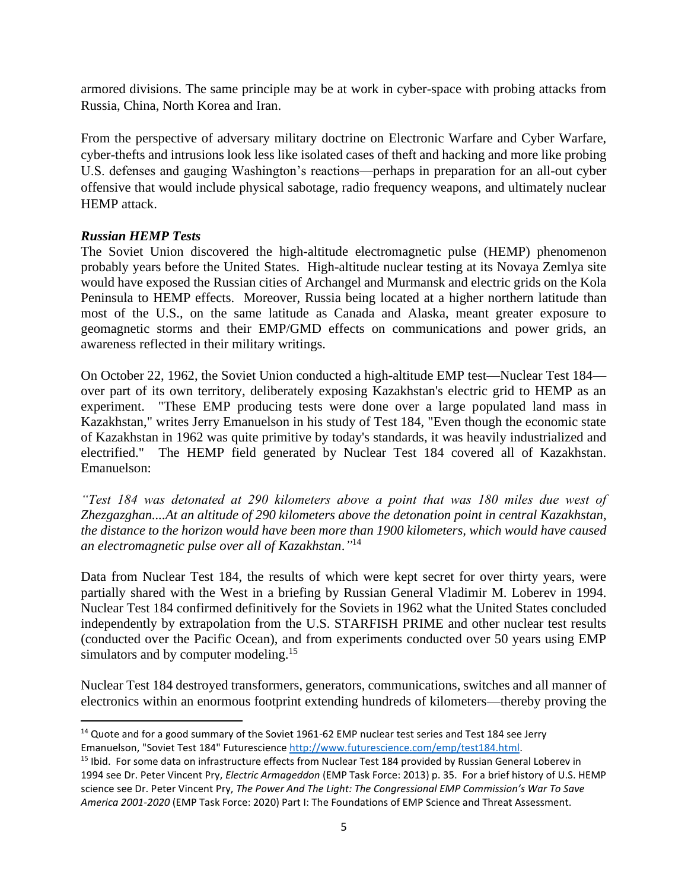armored divisions. The same principle may be at work in cyber-space with probing attacks from Russia, China, North Korea and Iran.

From the perspective of adversary military doctrine on Electronic Warfare and Cyber Warfare, cyber-thefts and intrusions look less like isolated cases of theft and hacking and more like probing U.S. defenses and gauging Washington's reactions—perhaps in preparation for an all-out cyber offensive that would include physical sabotage, radio frequency weapons, and ultimately nuclear HEMP attack.

***Russian HEMP Tests***

The Soviet Union discovered the high-altitude electromagnetic pulse (HEMP) phenomenon probably years before the United States. High-altitude nuclear testing at its Novaya Zemlya site would have exposed the Russian cities of Archangel and Murmansk and electric grids on the Kola Peninsula to HEMP effects. Moreover, Russia being located at a higher northern latitude than most of the U.S., on the same latitude as Canada and Alaska, meant greater exposure to geomagnetic storms and their EMP/GMD effects on communications and power grids, an awareness reflected in their military writings.

On October 22, 1962, the Soviet Union conducted a high-altitude EMP test—Nuclear Test 184—over part of its own territory, deliberately exposing Kazakhstan's electric grid to HEMP as an experiment. "These EMP producing tests were done over a large populated land mass in Kazakhstan," writes Jerry Emanuelson in his study of Test 184, "Even though the economic state of Kazakhstan in 1962 was quite primitive by today's standards, it was heavily industrialized and electrified." The HEMP field generated by Nuclear Test 184 covered all of Kazakhstan. Emanuelson:

*"Test 184 was detonated at 290 kilometers above a point that was 180 miles due west of Zhezgazghan....At an altitude of 290 kilometers above the detonation point in central Kazakhstan, the distance to the horizon would have been more than 1900 kilometers, which would have caused an electromagnetic pulse over all of Kazakhstan."*[14]

Data from Nuclear Test 184, the results of which were kept secret for over thirty years, were partially shared with the West in a briefing by Russian General Vladimir M. Loberev in 1994. Nuclear Test 184 confirmed definitively for the Soviets in 1962 what the United States concluded independently by extrapolation from the U.S. STARFISH PRIME and other nuclear test results (conducted over the Pacific Ocean), and from experiments conducted over 50 years using EMP simulators and by computer modeling.[15]

Nuclear Test 184 destroyed transformers, generators, communications, switches and all manner of electronics within an enormous footprint extending hundreds of kilometers—thereby proving the

---

[14] Quote and for a good summary of the Soviet 1961-62 EMP nuclear test series and Test 184 see Jerry Emanuelson, "Soviet Test 184" Futurescience http://www.futurescience.com/emp/test184.html.

[15] Ibid. For some data on infrastructure effects from Nuclear Test 184 provided by Russian General Loberev in 1994 see Dr. Peter Vincent Pry, *Electric Armageddon* (EMP Task Force: 2013) p. 35. For a brief history of U.S. HEMP science see Dr. Peter Vincent Pry, *The Power And The Light: The Congressional EMP Commission's War To Save America 2001-2020* (EMP Task Force: 2020) Part I: The Foundations of EMP Science and Threat Assessment.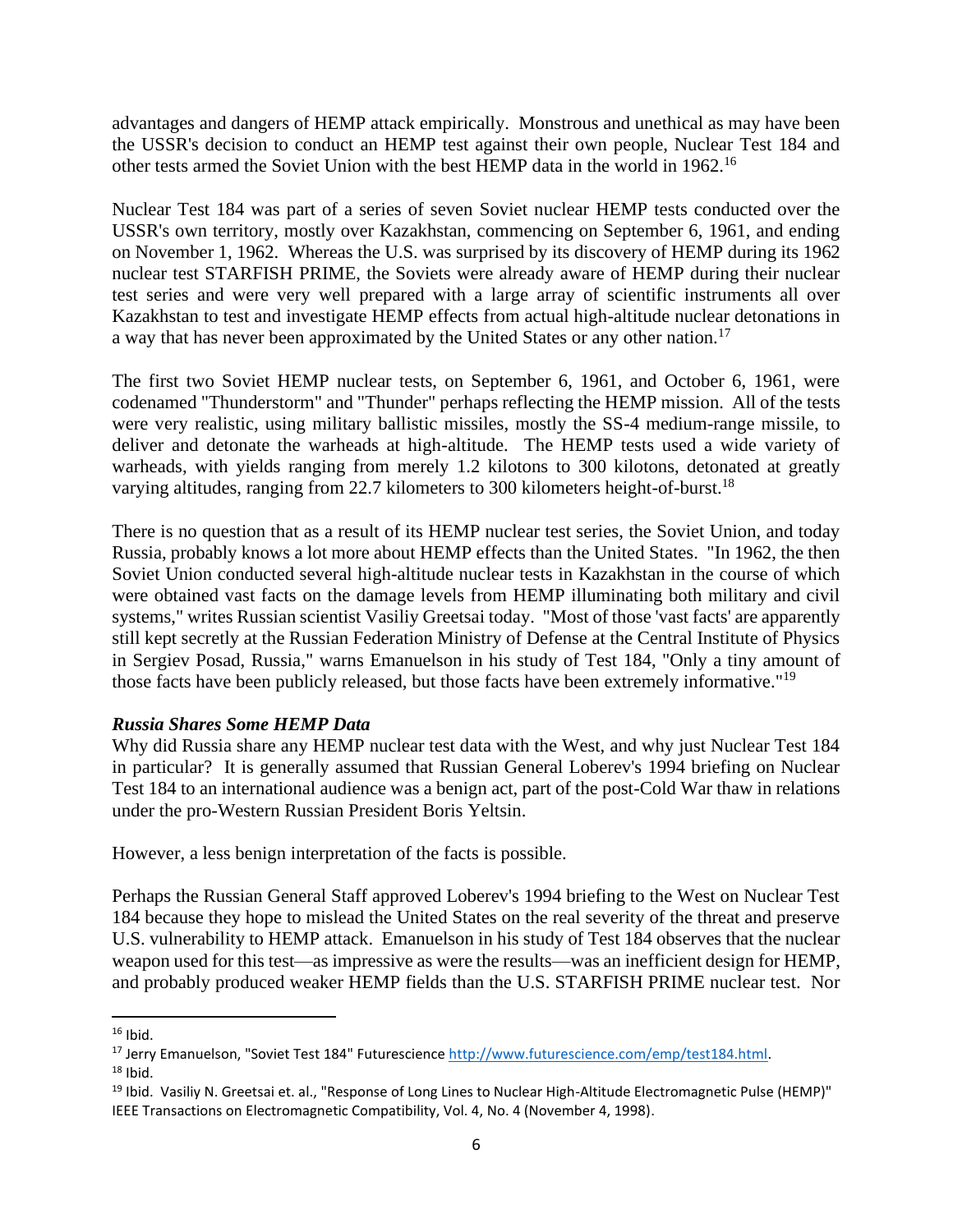advantages and dangers of HEMP attack empirically. Monstrous and unethical as may have been the USSR's decision to conduct an HEMP test against their own people, Nuclear Test 184 and other tests armed the Soviet Union with the best HEMP data in the world in 1962.[16]

Nuclear Test 184 was part of a series of seven Soviet nuclear HEMP tests conducted over the USSR's own territory, mostly over Kazakhstan, commencing on September 6, 1961, and ending on November 1, 1962. Whereas the U.S. was surprised by its discovery of HEMP during its 1962 nuclear test STARFISH PRIME, the Soviets were already aware of HEMP during their nuclear test series and were very well prepared with a large array of scientific instruments all over Kazakhstan to test and investigate HEMP effects from actual high-altitude nuclear detonations in a way that has never been approximated by the United States or any other nation.[17]

The first two Soviet HEMP nuclear tests, on September 6, 1961, and October 6, 1961, were codenamed "Thunderstorm" and "Thunder" perhaps reflecting the HEMP mission. All of the tests were very realistic, using military ballistic missiles, mostly the SS-4 medium-range missile, to deliver and detonate the warheads at high-altitude. The HEMP tests used a wide variety of warheads, with yields ranging from merely 1.2 kilotons to 300 kilotons, detonated at greatly varying altitudes, ranging from 22.7 kilometers to 300 kilometers height-of-burst.[18]

There is no question that as a result of its HEMP nuclear test series, the Soviet Union, and today Russia, probably knows a lot more about HEMP effects than the United States. "In 1962, the then Soviet Union conducted several high-altitude nuclear tests in Kazakhstan in the course of which were obtained vast facts on the damage levels from HEMP illuminating both military and civil systems," writes Russian scientist Vasiliy Greetsai today. "Most of those 'vast facts' are apparently still kept secretly at the Russian Federation Ministry of Defense at the Central Institute of Physics in Sergiev Posad, Russia," warns Emanuelson in his study of Test 184, "Only a tiny amount of those facts have been publicly released, but those facts have been extremely informative."[19]

***Russia Shares Some HEMP Data***

Why did Russia share any HEMP nuclear test data with the West, and why just Nuclear Test 184 in particular? It is generally assumed that Russian General Loberev's 1994 briefing on Nuclear Test 184 to an international audience was a benign act, part of the post-Cold War thaw in relations under the pro-Western Russian President Boris Yeltsin.

However, a less benign interpretation of the facts is possible.

Perhaps the Russian General Staff approved Loberev's 1994 briefing to the West on Nuclear Test 184 because they hope to mislead the United States on the real severity of the threat and preserve U.S. vulnerability to HEMP attack. Emanuelson in his study of Test 184 observes that the nuclear weapon used for this test—as impressive as were the results—was an inefficient design for HEMP, and probably produced weaker HEMP fields than the U.S. STARFISH PRIME nuclear test. Nor

---

[16] Ibid.

[17] Jerry Emanuelson, "Soviet Test 184" Futurescience http://www.futurescience.com/emp/test184.html.

[18] Ibid.

[19] Ibid. Vasiliy N. Greetsai et. al., "Response of Long Lines to Nuclear High-Altitude Electromagnetic Pulse (HEMP)" IEEE Transactions on Electromagnetic Compatibility, Vol. 4, No. 4 (November 4, 1998).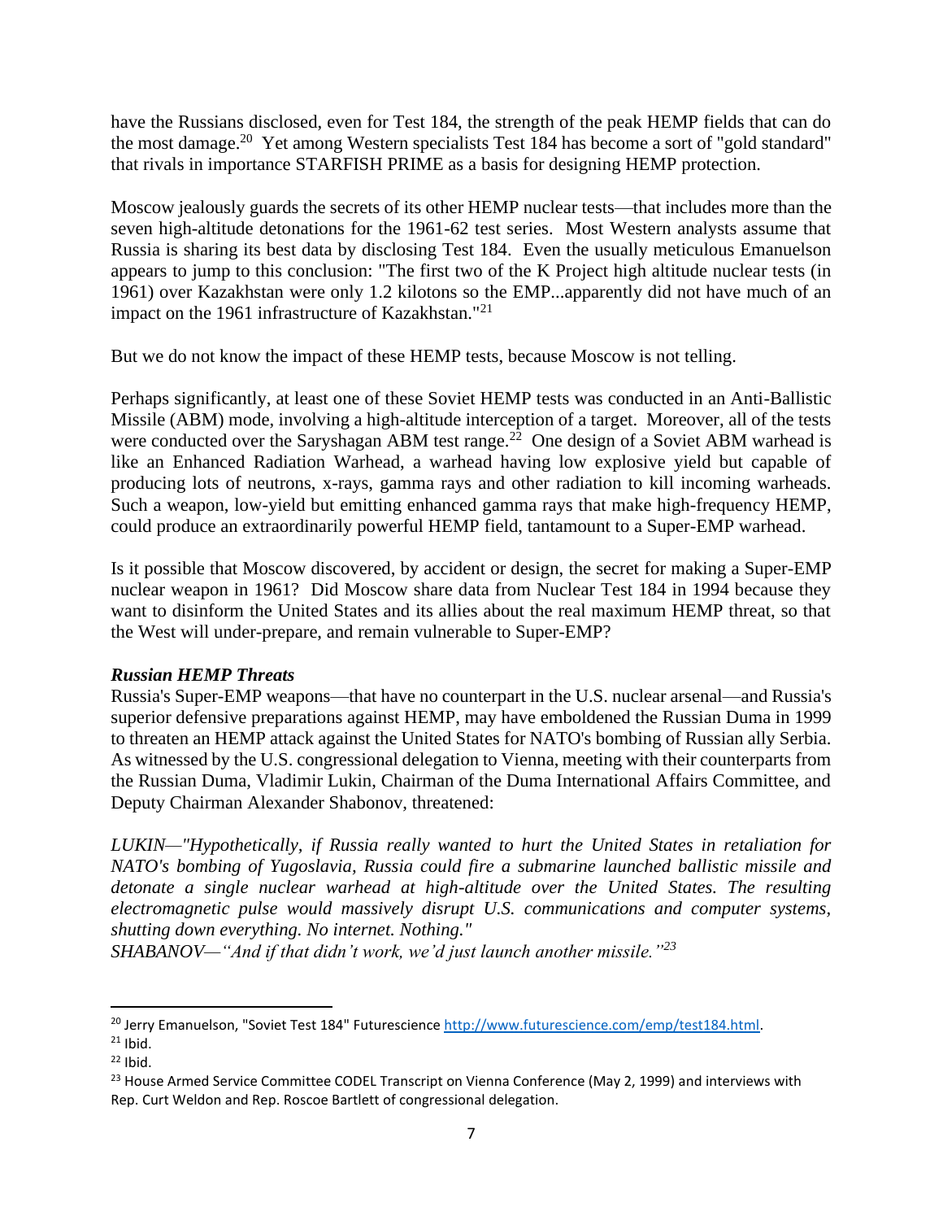have the Russians disclosed, even for Test 184, the strength of the peak HEMP fields that can do the most damage.[20] Yet among Western specialists Test 184 has become a sort of "gold standard" that rivals in importance STARFISH PRIME as a basis for designing HEMP protection.

Moscow jealously guards the secrets of its other HEMP nuclear tests—that includes more than the seven high-altitude detonations for the 1961-62 test series. Most Western analysts assume that Russia is sharing its best data by disclosing Test 184. Even the usually meticulous Emanuelson appears to jump to this conclusion: "The first two of the K Project high altitude nuclear tests (in 1961) over Kazakhstan were only 1.2 kilotons so the EMP...apparently did not have much of an impact on the 1961 infrastructure of Kazakhstan."[21]

But we do not know the impact of these HEMP tests, because Moscow is not telling.

Perhaps significantly, at least one of these Soviet HEMP tests was conducted in an Anti-Ballistic Missile (ABM) mode, involving a high-altitude interception of a target. Moreover, all of the tests were conducted over the Saryshagan ABM test range.[22] One design of a Soviet ABM warhead is like an Enhanced Radiation Warhead, a warhead having low explosive yield but capable of producing lots of neutrons, x-rays, gamma rays and other radiation to kill incoming warheads. Such a weapon, low-yield but emitting enhanced gamma rays that make high-frequency HEMP, could produce an extraordinarily powerful HEMP field, tantamount to a Super-EMP warhead.

Is it possible that Moscow discovered, by accident or design, the secret for making a Super-EMP nuclear weapon in 1961? Did Moscow share data from Nuclear Test 184 in 1994 because they want to disinform the United States and its allies about the real maximum HEMP threat, so that the West will under-prepare, and remain vulnerable to Super-EMP?

***Russian HEMP Threats***

Russia's Super-EMP weapons—that have no counterpart in the U.S. nuclear arsenal—and Russia's superior defensive preparations against HEMP, may have emboldened the Russian Duma in 1999 to threaten an HEMP attack against the United States for NATO's bombing of Russian ally Serbia. As witnessed by the U.S. congressional delegation to Vienna, meeting with their counterparts from the Russian Duma, Vladimir Lukin, Chairman of the Duma International Affairs Committee, and Deputy Chairman Alexander Shabonov, threatened:

*LUKIN—"Hypothetically, if Russia really wanted to hurt the United States in retaliation for NATO's bombing of Yugoslavia, Russia could fire a submarine launched ballistic missile and detonate a single nuclear warhead at high-altitude over the United States. The resulting electromagnetic pulse would massively disrupt U.S. communications and computer systems, shutting down everything. No internet. Nothing."*
*SHABANOV—"And if that didn't work, we'd just launch another missile."*[23]

---

[20] Jerry Emanuelson, "Soviet Test 184" Futurescience http://www.futurescience.com/emp/test184.html.
[21] Ibid.
[22] Ibid.
[23] House Armed Service Committee CODEL Transcript on Vienna Conference (May 2, 1999) and interviews with Rep. Curt Weldon and Rep. Roscoe Bartlett of congressional delegation.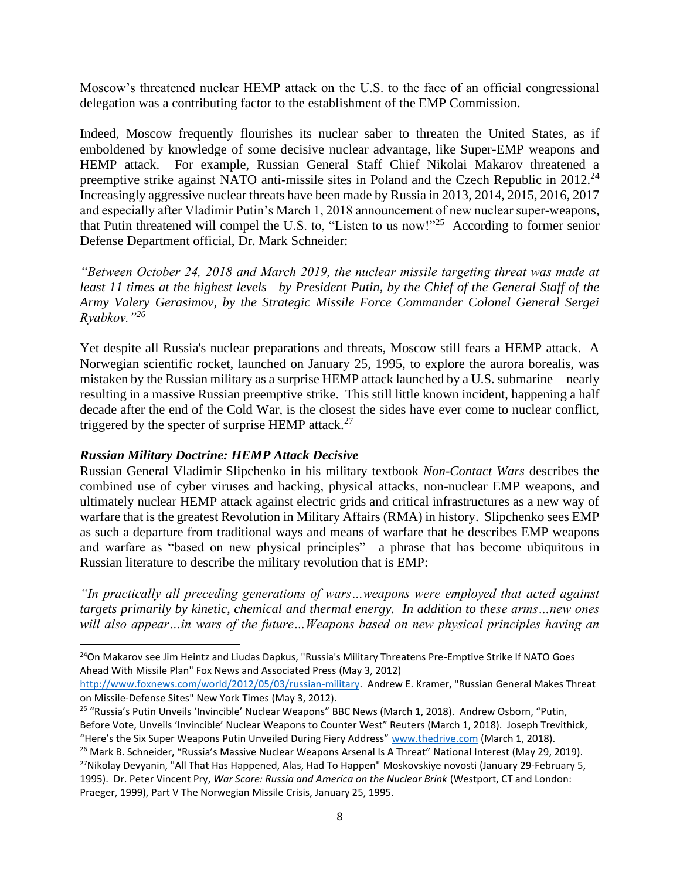Moscow's threatened nuclear HEMP attack on the U.S. to the face of an official congressional delegation was a contributing factor to the establishment of the EMP Commission.

Indeed, Moscow frequently flourishes its nuclear saber to threaten the United States, as if emboldened by knowledge of some decisive nuclear advantage, like Super-EMP weapons and HEMP attack. For example, Russian General Staff Chief Nikolai Makarov threatened a preemptive strike against NATO anti-missile sites in Poland and the Czech Republic in 2012.[24] Increasingly aggressive nuclear threats have been made by Russia in 2013, 2014, 2015, 2016, 2017 and especially after Vladimir Putin's March 1, 2018 announcement of new nuclear super-weapons, that Putin threatened will compel the U.S. to, "Listen to us now!"[25] According to former senior Defense Department official, Dr. Mark Schneider:

*"Between October 24, 2018 and March 2019, the nuclear missile targeting threat was made at least 11 times at the highest levels—by President Putin, by the Chief of the General Staff of the Army Valery Gerasimov, by the Strategic Missile Force Commander Colonel General Sergei Ryabkov."*[26]

Yet despite all Russia's nuclear preparations and threats, Moscow still fears a HEMP attack. A Norwegian scientific rocket, launched on January 25, 1995, to explore the aurora borealis, was mistaken by the Russian military as a surprise HEMP attack launched by a U.S. submarine—nearly resulting in a massive Russian preemptive strike. This still little known incident, happening a half decade after the end of the Cold War, is the closest the sides have ever come to nuclear conflict, triggered by the specter of surprise HEMP attack.[27]

### *Russian Military Doctrine: HEMP Attack Decisive*

Russian General Vladimir Slipchenko in his military textbook *Non-Contact Wars* describes the combined use of cyber viruses and hacking, physical attacks, non-nuclear EMP weapons, and ultimately nuclear HEMP attack against electric grids and critical infrastructures as a new way of warfare that is the greatest Revolution in Military Affairs (RMA) in history. Slipchenko sees EMP as such a departure from traditional ways and means of warfare that he describes EMP weapons and warfare as "based on new physical principles"—a phrase that has become ubiquitous in Russian literature to describe the military revolution that is EMP:

*"In practically all preceding generations of wars…weapons were employed that acted against targets primarily by kinetic, chemical and thermal energy. In addition to these arms…new ones will also appear…in wars of the future…Weapons based on new physical principles having an*

---

[24] On Makarov see Jim Heintz and Liudas Dapkus, "Russia's Military Threatens Pre-Emptive Strike If NATO Goes Ahead With Missile Plan" Fox News and Associated Press (May 3, 2012) http://www.foxnews.com/world/2012/05/03/russian-military. Andrew E. Kramer, "Russian General Makes Threat on Missile-Defense Sites" New York Times (May 3, 2012).

[25] "Russia's Putin Unveils 'Invincible' Nuclear Weapons" BBC News (March 1, 2018). Andrew Osborn, "Putin, Before Vote, Unveils 'Invincible' Nuclear Weapons to Counter West" Reuters (March 1, 2018). Joseph Trevithick, "Here's the Six Super Weapons Putin Unveiled During Fiery Address" www.thedrive.com (March 1, 2018).

[26] Mark B. Schneider, "Russia's Massive Nuclear Weapons Arsenal Is A Threat" National Interest (May 29, 2019).

[27] Nikolay Devyanin, "All That Has Happened, Alas, Had To Happen" Moskovskiye novosti (January 29-February 5, 1995). Dr. Peter Vincent Pry, *War Scare: Russia and America on the Nuclear Brink* (Westport, CT and London: Praeger, 1999), Part V The Norwegian Missile Crisis, January 25, 1995.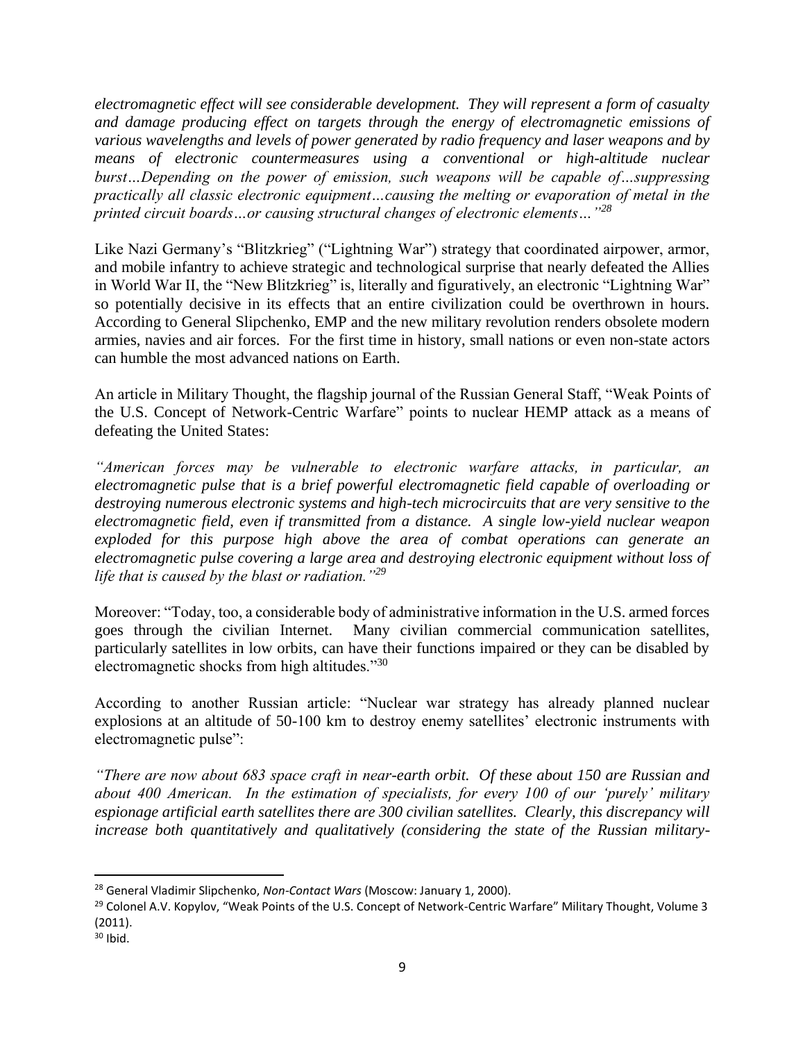*electromagnetic effect will see considerable development. They will represent a form of casualty and damage producing effect on targets through the energy of electromagnetic emissions of various wavelengths and levels of power generated by radio frequency and laser weapons and by means of electronic countermeasures using a conventional or high-altitude nuclear burst…Depending on the power of emission, such weapons will be capable of…suppressing practically all classic electronic equipment…causing the melting or evaporation of metal in the printed circuit boards…or causing structural changes of electronic elements…"*[28]

Like Nazi Germany's "Blitzkrieg" ("Lightning War") strategy that coordinated airpower, armor, and mobile infantry to achieve strategic and technological surprise that nearly defeated the Allies in World War II, the "New Blitzkrieg" is, literally and figuratively, an electronic "Lightning War" so potentially decisive in its effects that an entire civilization could be overthrown in hours. According to General Slipchenko, EMP and the new military revolution renders obsolete modern armies, navies and air forces. For the first time in history, small nations or even non-state actors can humble the most advanced nations on Earth.

An article in Military Thought, the flagship journal of the Russian General Staff, "Weak Points of the U.S. Concept of Network-Centric Warfare" points to nuclear HEMP attack as a means of defeating the United States:

*"American forces may be vulnerable to electronic warfare attacks, in particular, an electromagnetic pulse that is a brief powerful electromagnetic field capable of overloading or destroying numerous electronic systems and high-tech microcircuits that are very sensitive to the electromagnetic field, even if transmitted from a distance. A single low-yield nuclear weapon exploded for this purpose high above the area of combat operations can generate an electromagnetic pulse covering a large area and destroying electronic equipment without loss of life that is caused by the blast or radiation."*[29]

Moreover: "Today, too, a considerable body of administrative information in the U.S. armed forces goes through the civilian Internet. Many civilian commercial communication satellites, particularly satellites in low orbits, can have their functions impaired or they can be disabled by electromagnetic shocks from high altitudes."[30]

According to another Russian article: "Nuclear war strategy has already planned nuclear explosions at an altitude of 50-100 km to destroy enemy satellites' electronic instruments with electromagnetic pulse":

*"There are now about 683 space craft in near-earth orbit. Of these about 150 are Russian and about 400 American. In the estimation of specialists, for every 100 of our 'purely' military espionage artificial earth satellites there are 300 civilian satellites. Clearly, this discrepancy will increase both quantitatively and qualitatively (considering the state of the Russian military-*

---

[28] General Vladimir Slipchenko, *Non-Contact Wars* (Moscow: January 1, 2000).

[29] Colonel A.V. Kopylov, "Weak Points of the U.S. Concept of Network-Centric Warfare" Military Thought, Volume 3 (2011).

[30] Ibid.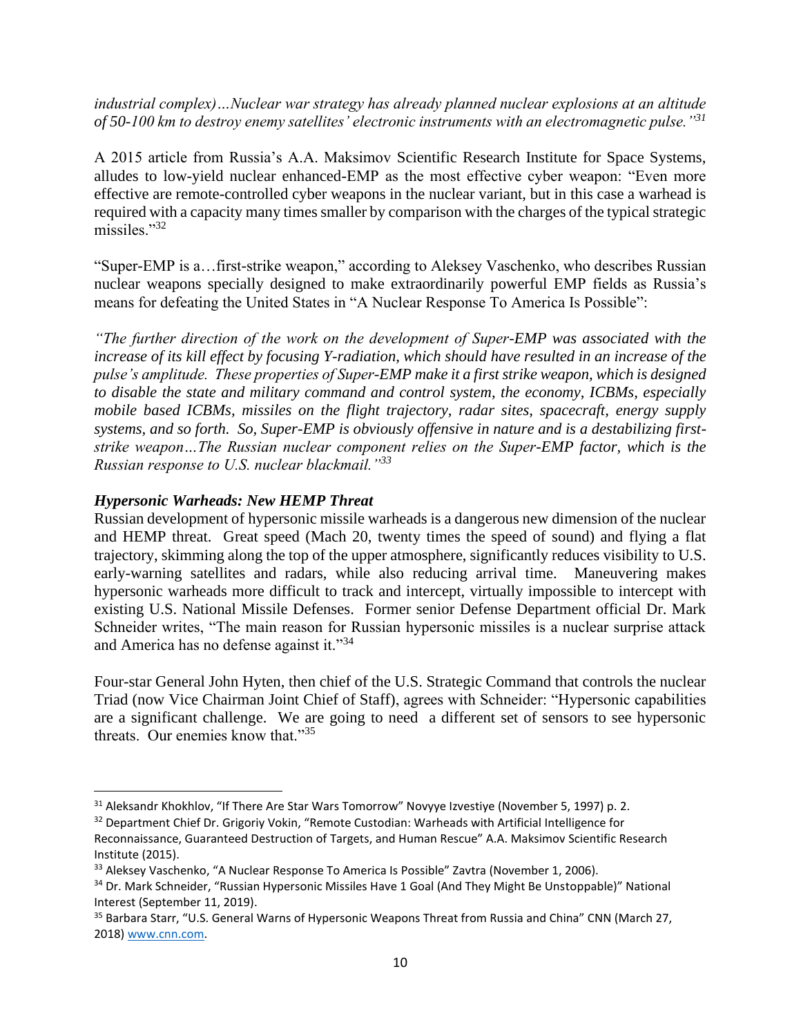*industrial complex)…Nuclear war strategy has already planned nuclear explosions at an altitude of 50-100 km to destroy enemy satellites' electronic instruments with an electromagnetic pulse."*[31]

A 2015 article from Russia's A.A. Maksimov Scientific Research Institute for Space Systems, alludes to low-yield nuclear enhanced-EMP as the most effective cyber weapon: "Even more effective are remote-controlled cyber weapons in the nuclear variant, but in this case a warhead is required with a capacity many times smaller by comparison with the charges of the typical strategic missiles."[32]

"Super-EMP is a…first-strike weapon," according to Aleksey Vaschenko, who describes Russian nuclear weapons specially designed to make extraordinarily powerful EMP fields as Russia's means for defeating the United States in "A Nuclear Response To America Is Possible":

*"The further direction of the work on the development of Super-EMP was associated with the increase of its kill effect by focusing Y-radiation, which should have resulted in an increase of the pulse's amplitude. These properties of Super-EMP make it a first strike weapon, which is designed to disable the state and military command and control system, the economy, ICBMs, especially mobile based ICBMs, missiles on the flight trajectory, radar sites, spacecraft, energy supply systems, and so forth. So, Super-EMP is obviously offensive in nature and is a destabilizing first-strike weapon…The Russian nuclear component relies on the Super-EMP factor, which is the Russian response to U.S. nuclear blackmail."*[33]

***Hypersonic Warheads: New HEMP Threat***

Russian development of hypersonic missile warheads is a dangerous new dimension of the nuclear and HEMP threat. Great speed (Mach 20, twenty times the speed of sound) and flying a flat trajectory, skimming along the top of the upper atmosphere, significantly reduces visibility to U.S. early-warning satellites and radars, while also reducing arrival time. Maneuvering makes hypersonic warheads more difficult to track and intercept, virtually impossible to intercept with existing U.S. National Missile Defenses. Former senior Defense Department official Dr. Mark Schneider writes, "The main reason for Russian hypersonic missiles is a nuclear surprise attack and America has no defense against it."[34]

Four-star General John Hyten, then chief of the U.S. Strategic Command that controls the nuclear Triad (now Vice Chairman Joint Chief of Staff), agrees with Schneider: "Hypersonic capabilities are a significant challenge. We are going to need a different set of sensors to see hypersonic threats. Our enemies know that."[35]

---

[31] Aleksandr Khokhlov, "If There Are Star Wars Tomorrow" Novyye Izvestiye (November 5, 1997) p. 2.

[32] Department Chief Dr. Grigoriy Vokin, "Remote Custodian: Warheads with Artificial Intelligence for Reconnaissance, Guaranteed Destruction of Targets, and Human Rescue" A.A. Maksimov Scientific Research Institute (2015).

[33] Aleksey Vaschenko, "A Nuclear Response To America Is Possible" Zavtra (November 1, 2006).

[34] Dr. Mark Schneider, "Russian Hypersonic Missiles Have 1 Goal (And They Might Be Unstoppable)" National Interest (September 11, 2019).

[35] Barbara Starr, "U.S. General Warns of Hypersonic Weapons Threat from Russia and China" CNN (March 27, 2018) www.cnn.com.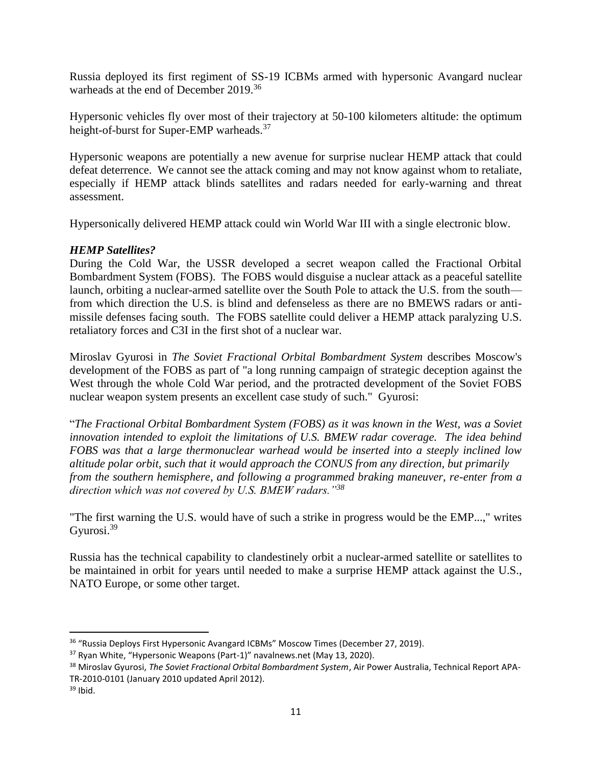Russia deployed its first regiment of SS-19 ICBMs armed with hypersonic Avangard nuclear warheads at the end of December 2019.[36]

Hypersonic vehicles fly over most of their trajectory at 50-100 kilometers altitude: the optimum height-of-burst for Super-EMP warheads.[37]

Hypersonic weapons are potentially a new avenue for surprise nuclear HEMP attack that could defeat deterrence. We cannot see the attack coming and may not know against whom to retaliate, especially if HEMP attack blinds satellites and radars needed for early-warning and threat assessment.

Hypersonically delivered HEMP attack could win World War III with a single electronic blow.

***HEMP Satellites?***

During the Cold War, the USSR developed a secret weapon called the Fractional Orbital Bombardment System (FOBS). The FOBS would disguise a nuclear attack as a peaceful satellite launch, orbiting a nuclear-armed satellite over the South Pole to attack the U.S. from the south—from which direction the U.S. is blind and defenseless as there are no BMEWS radars or anti-missile defenses facing south. The FOBS satellite could deliver a HEMP attack paralyzing U.S. retaliatory forces and C3I in the first shot of a nuclear war.

Miroslav Gyurosi in *The Soviet Fractional Orbital Bombardment System* describes Moscow's development of the FOBS as part of "a long running campaign of strategic deception against the West through the whole Cold War period, and the protracted development of the Soviet FOBS nuclear weapon system presents an excellent case study of such." Gyurosi:

"*The Fractional Orbital Bombardment System (FOBS) as it was known in the West, was a Soviet innovation intended to exploit the limitations of U.S. BMEW radar coverage. The idea behind FOBS was that a large thermonuclear warhead would be inserted into a steeply inclined low altitude polar orbit, such that it would approach the CONUS from any direction, but primarily from the southern hemisphere, and following a programmed braking maneuver, re-enter from a direction which was not covered by U.S. BMEW radars.*"[38]

"The first warning the U.S. would have of such a strike in progress would be the EMP...," writes Gyurosi.[39]

Russia has the technical capability to clandestinely orbit a nuclear-armed satellite or satellites to be maintained in orbit for years until needed to make a surprise HEMP attack against the U.S., NATO Europe, or some other target.

---

[36] "Russia Deploys First Hypersonic Avangard ICBMs" Moscow Times (December 27, 2019).

[37] Ryan White, "Hypersonic Weapons (Part-1)" navalnews.net (May 13, 2020).

[38] Miroslav Gyurosi, *The Soviet Fractional Orbital Bombardment System*, Air Power Australia, Technical Report APA-TR-2010-0101 (January 2010 updated April 2012).

[39] Ibid.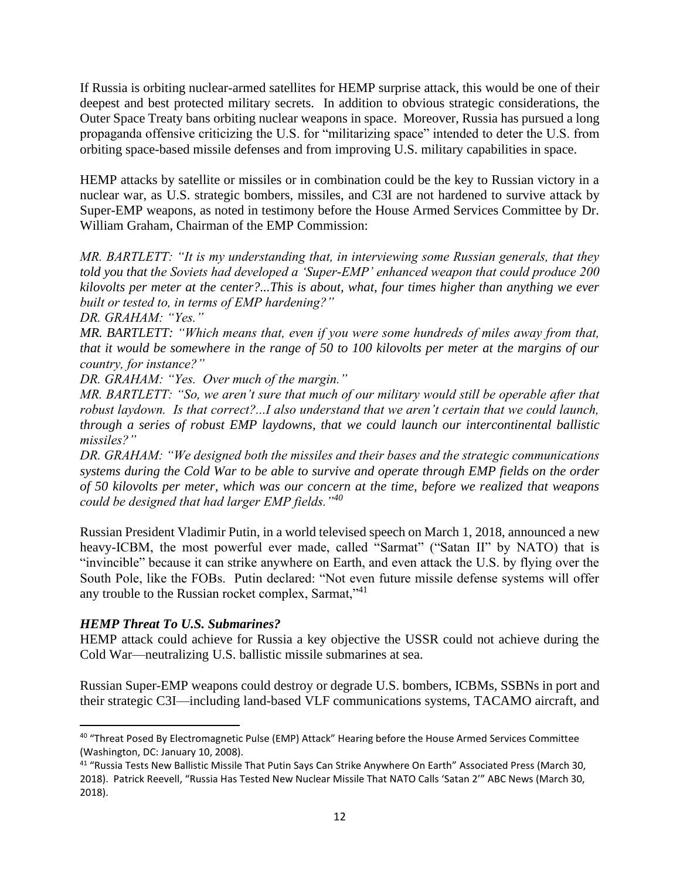If Russia is orbiting nuclear-armed satellites for HEMP surprise attack, this would be one of their deepest and best protected military secrets. In addition to obvious strategic considerations, the Outer Space Treaty bans orbiting nuclear weapons in space. Moreover, Russia has pursued a long propaganda offensive criticizing the U.S. for "militarizing space" intended to deter the U.S. from orbiting space-based missile defenses and from improving U.S. military capabilities in space.

HEMP attacks by satellite or missiles or in combination could be the key to Russian victory in a nuclear war, as U.S. strategic bombers, missiles, and C3I are not hardened to survive attack by Super-EMP weapons, as noted in testimony before the House Armed Services Committee by Dr. William Graham, Chairman of the EMP Commission:

*MR. BARTLETT: "It is my understanding that, in interviewing some Russian generals, that they told you that the Soviets had developed a 'Super-EMP' enhanced weapon that could produce 200 kilovolts per meter at the center?...This is about, what, four times higher than anything we ever built or tested to, in terms of EMP hardening?"*
*DR. GRAHAM: "Yes."*
*MR. BARTLETT: "Which means that, even if you were some hundreds of miles away from that, that it would be somewhere in the range of 50 to 100 kilovolts per meter at the margins of our country, for instance?"*
*DR. GRAHAM: "Yes. Over much of the margin."*
*MR. BARTLETT: "So, we aren't sure that much of our military would still be operable after that robust laydown. Is that correct?...I also understand that we aren't certain that we could launch, through a series of robust EMP laydowns, that we could launch our intercontinental ballistic missiles?"*
*DR. GRAHAM: "We designed both the missiles and their bases and the strategic communications systems during the Cold War to be able to survive and operate through EMP fields on the order of 50 kilovolts per meter, which was our concern at the time, before we realized that weapons could be designed that had larger EMP fields."*[40]

Russian President Vladimir Putin, in a world televised speech on March 1, 2018, announced a new heavy-ICBM, the most powerful ever made, called "Sarmat" ("Satan II" by NATO) that is "invincible" because it can strike anywhere on Earth, and even attack the U.S. by flying over the South Pole, like the FOBs. Putin declared: "Not even future missile defense systems will offer any trouble to the Russian rocket complex, Sarmat,"[41]

### *HEMP Threat To U.S. Submarines?*

HEMP attack could achieve for Russia a key objective the USSR could not achieve during the Cold War—neutralizing U.S. ballistic missile submarines at sea.

Russian Super-EMP weapons could destroy or degrade U.S. bombers, ICBMs, SSBNs in port and their strategic C3I—including land-based VLF communications systems, TACAMO aircraft, and

[40] "Threat Posed By Electromagnetic Pulse (EMP) Attack" Hearing before the House Armed Services Committee (Washington, DC: January 10, 2008).

[41] "Russia Tests New Ballistic Missile That Putin Says Can Strike Anywhere On Earth" Associated Press (March 30, 2018). Patrick Reevell, "Russia Has Tested New Nuclear Missile That NATO Calls 'Satan 2'" ABC News (March 30, 2018).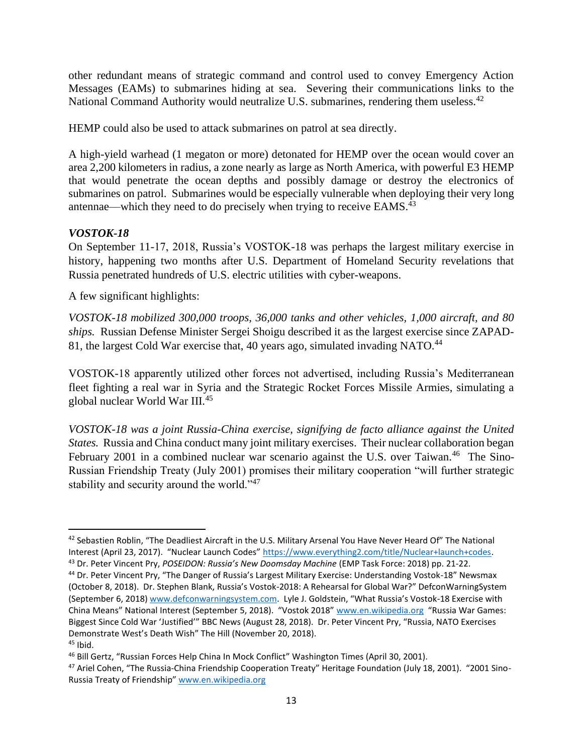other redundant means of strategic command and control used to convey Emergency Action Messages (EAMs) to submarines hiding at sea. Severing their communications links to the National Command Authority would neutralize U.S. submarines, rendering them useless.[42]

HEMP could also be used to attack submarines on patrol at sea directly.

A high-yield warhead (1 megaton or more) detonated for HEMP over the ocean would cover an area 2,200 kilometers in radius, a zone nearly as large as North America, with powerful E3 HEMP that would penetrate the ocean depths and possibly damage or destroy the electronics of submarines on patrol. Submarines would be especially vulnerable when deploying their very long antennae—which they need to do precisely when trying to receive EAMS.[43]

### *VOSTOK-18*

On September 11-17, 2018, Russia's VOSTOK-18 was perhaps the largest military exercise in history, happening two months after U.S. Department of Homeland Security revelations that Russia penetrated hundreds of U.S. electric utilities with cyber-weapons.

A few significant highlights:

*VOSTOK-18 mobilized 300,000 troops, 36,000 tanks and other vehicles, 1,000 aircraft, and 80 ships.* Russian Defense Minister Sergei Shoigu described it as the largest exercise since ZAPAD-81, the largest Cold War exercise that, 40 years ago, simulated invading NATO.[44]

VOSTOK-18 apparently utilized other forces not advertised, including Russia's Mediterranean fleet fighting a real war in Syria and the Strategic Rocket Forces Missile Armies, simulating a global nuclear World War III.[45]

*VOSTOK-18 was a joint Russia-China exercise, signifying de facto alliance against the United States.* Russia and China conduct many joint military exercises. Their nuclear collaboration began February 2001 in a combined nuclear war scenario against the U.S. over Taiwan.[46] The Sino-Russian Friendship Treaty (July 2001) promises their military cooperation "will further strategic stability and security around the world."[47]

---

[42] Sebastien Roblin, "The Deadliest Aircraft in the U.S. Military Arsenal You Have Never Heard Of" The National Interest (April 23, 2017). "Nuclear Launch Codes" https://www.everything2.com/title/Nuclear+launch+codes.

[43] Dr. Peter Vincent Pry, *POSEIDON: Russia's New Doomsday Machine* (EMP Task Force: 2018) pp. 21-22.

[44] Dr. Peter Vincent Pry, "The Danger of Russia's Largest Military Exercise: Understanding Vostok-18" Newsmax (October 8, 2018). Dr. Stephen Blank, Russia's Vostok-2018: A Rehearsal for Global War?" DefconWarningSystem (September 6, 2018) www.defconwarningsystem.com. Lyle J. Goldstein, "What Russia's Vostok-18 Exercise with China Means" National Interest (September 5, 2018). "Vostok 2018" www.en.wikipedia.org "Russia War Games: Biggest Since Cold War 'Justified'" BBC News (August 28, 2018). Dr. Peter Vincent Pry, "Russia, NATO Exercises Demonstrate West's Death Wish" The Hill (November 20, 2018).

[45] Ibid.

[46] Bill Gertz, "Russian Forces Help China In Mock Conflict" Washington Times (April 30, 2001).

[47] Ariel Cohen, "The Russia-China Friendship Cooperation Treaty" Heritage Foundation (July 18, 2001). "2001 Sino-Russia Treaty of Friendship" www.en.wikipedia.org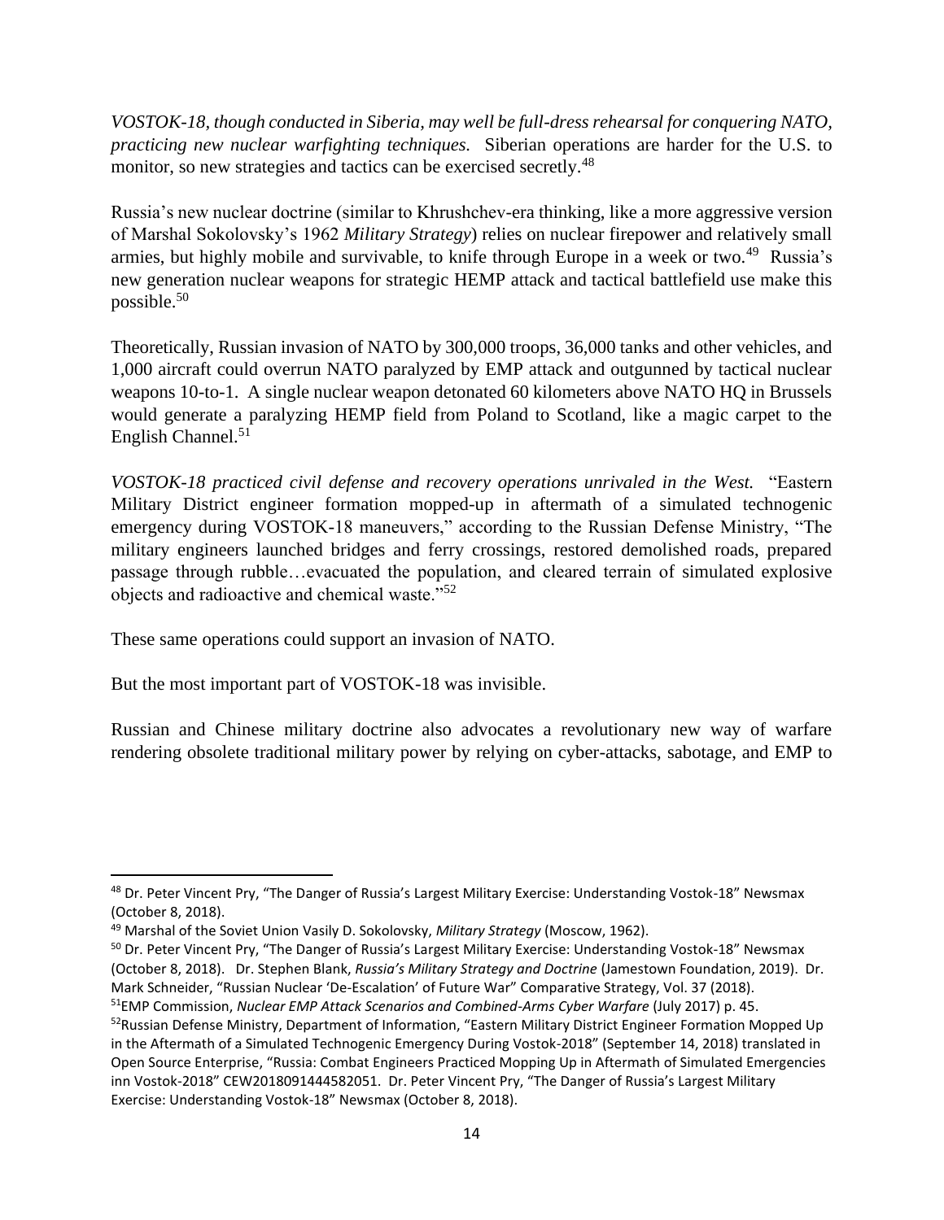*VOSTOK-18, though conducted in Siberia, may well be full-dress rehearsal for conquering NATO, practicing new nuclear warfighting techniques.* Siberian operations are harder for the U.S. to monitor, so new strategies and tactics can be exercised secretly.[48]

Russia's new nuclear doctrine (similar to Khrushchev-era thinking, like a more aggressive version of Marshal Sokolovsky's 1962 *Military Strategy*) relies on nuclear firepower and relatively small armies, but highly mobile and survivable, to knife through Europe in a week or two.[49] Russia's new generation nuclear weapons for strategic HEMP attack and tactical battlefield use make this possible.[50]

Theoretically, Russian invasion of NATO by 300,000 troops, 36,000 tanks and other vehicles, and 1,000 aircraft could overrun NATO paralyzed by EMP attack and outgunned by tactical nuclear weapons 10-to-1. A single nuclear weapon detonated 60 kilometers above NATO HQ in Brussels would generate a paralyzing HEMP field from Poland to Scotland, like a magic carpet to the English Channel.[51]

*VOSTOK-18 practiced civil defense and recovery operations unrivaled in the West.* "Eastern Military District engineer formation mopped-up in aftermath of a simulated technogenic emergency during VOSTOK-18 maneuvers," according to the Russian Defense Ministry, "The military engineers launched bridges and ferry crossings, restored demolished roads, prepared passage through rubble…evacuated the population, and cleared terrain of simulated explosive objects and radioactive and chemical waste."[52]

These same operations could support an invasion of NATO.

But the most important part of VOSTOK-18 was invisible.

Russian and Chinese military doctrine also advocates a revolutionary new way of warfare rendering obsolete traditional military power by relying on cyber-attacks, sabotage, and EMP to

---

[48] Dr. Peter Vincent Pry, "The Danger of Russia's Largest Military Exercise: Understanding Vostok-18" Newsmax (October 8, 2018).

[49] Marshal of the Soviet Union Vasily D. Sokolovsky, *Military Strategy* (Moscow, 1962).

[50] Dr. Peter Vincent Pry, "The Danger of Russia's Largest Military Exercise: Understanding Vostok-18" Newsmax (October 8, 2018). Dr. Stephen Blank, *Russia's Military Strategy and Doctrine* (Jamestown Foundation, 2019). Dr. Mark Schneider, "Russian Nuclear 'De-Escalation' of Future War" Comparative Strategy, Vol. 37 (2018).

[51] EMP Commission, *Nuclear EMP Attack Scenarios and Combined-Arms Cyber Warfare* (July 2017) p. 45.

[52] Russian Defense Ministry, Department of Information, "Eastern Military District Engineer Formation Mopped Up in the Aftermath of a Simulated Technogenic Emergency During Vostok-2018" (September 14, 2018) translated in Open Source Enterprise, "Russia: Combat Engineers Practiced Mopping Up in Aftermath of Simulated Emergencies inn Vostok-2018" CEW2018091444582051. Dr. Peter Vincent Pry, "The Danger of Russia's Largest Military Exercise: Understanding Vostok-18" Newsmax (October 8, 2018).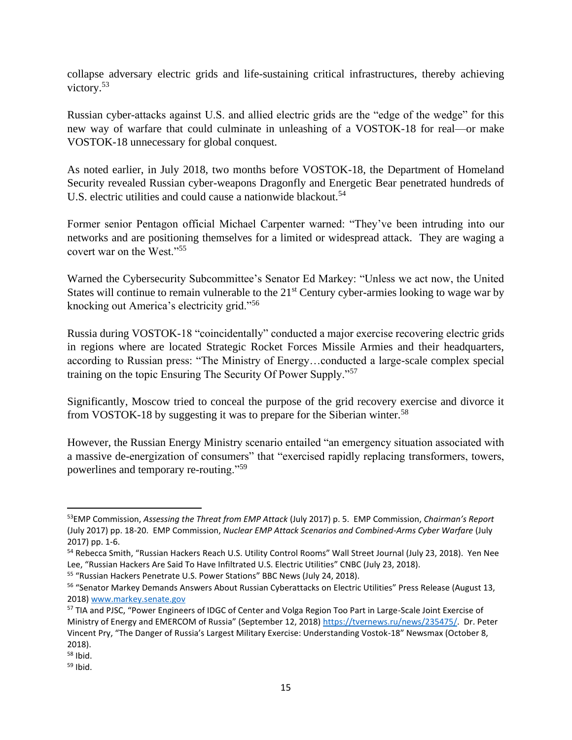collapse adversary electric grids and life-sustaining critical infrastructures, thereby achieving victory.[53]

Russian cyber-attacks against U.S. and allied electric grids are the "edge of the wedge" for this new way of warfare that could culminate in unleashing of a VOSTOK-18 for real—or make VOSTOK-18 unnecessary for global conquest.

As noted earlier, in July 2018, two months before VOSTOK-18, the Department of Homeland Security revealed Russian cyber-weapons Dragonfly and Energetic Bear penetrated hundreds of U.S. electric utilities and could cause a nationwide blackout.[54]

Former senior Pentagon official Michael Carpenter warned: "They've been intruding into our networks and are positioning themselves for a limited or widespread attack. They are waging a covert war on the West."[55]

Warned the Cybersecurity Subcommittee's Senator Ed Markey: "Unless we act now, the United States will continue to remain vulnerable to the 21st Century cyber-armies looking to wage war by knocking out America's electricity grid."[56]

Russia during VOSTOK-18 "coincidentally" conducted a major exercise recovering electric grids in regions where are located Strategic Rocket Forces Missile Armies and their headquarters, according to Russian press: "The Ministry of Energy…conducted a large-scale complex special training on the topic Ensuring The Security Of Power Supply."[57]

Significantly, Moscow tried to conceal the purpose of the grid recovery exercise and divorce it from VOSTOK-18 by suggesting it was to prepare for the Siberian winter.[58]

However, the Russian Energy Ministry scenario entailed "an emergency situation associated with a massive de-energization of consumers" that "exercised rapidly replacing transformers, towers, powerlines and temporary re-routing."[59]

---

[53] EMP Commission, *Assessing the Threat from EMP Attack* (July 2017) p. 5. EMP Commission, *Chairman's Report* (July 2017) pp. 18-20. EMP Commission, *Nuclear EMP Attack Scenarios and Combined-Arms Cyber Warfare* (July 2017) pp. 1-6.

[54] Rebecca Smith, "Russian Hackers Reach U.S. Utility Control Rooms" Wall Street Journal (July 23, 2018). Yen Nee Lee, "Russian Hackers Are Said To Have Infiltrated U.S. Electric Utilities" CNBC (July 23, 2018).

[55] "Russian Hackers Penetrate U.S. Power Stations" BBC News (July 24, 2018).

[56] "Senator Markey Demands Answers About Russian Cyberattacks on Electric Utilities" Press Release (August 13, 2018) www.markey.senate.gov

[57] TIA and PJSC, "Power Engineers of IDGC of Center and Volga Region Too Part in Large-Scale Joint Exercise of Ministry of Energy and EMERCOM of Russia" (September 12, 2018) https://tvernews.ru/news/235475/. Dr. Peter Vincent Pry, "The Danger of Russia's Largest Military Exercise: Understanding Vostok-18" Newsmax (October 8, 2018).

[58] Ibid.

[59] Ibid.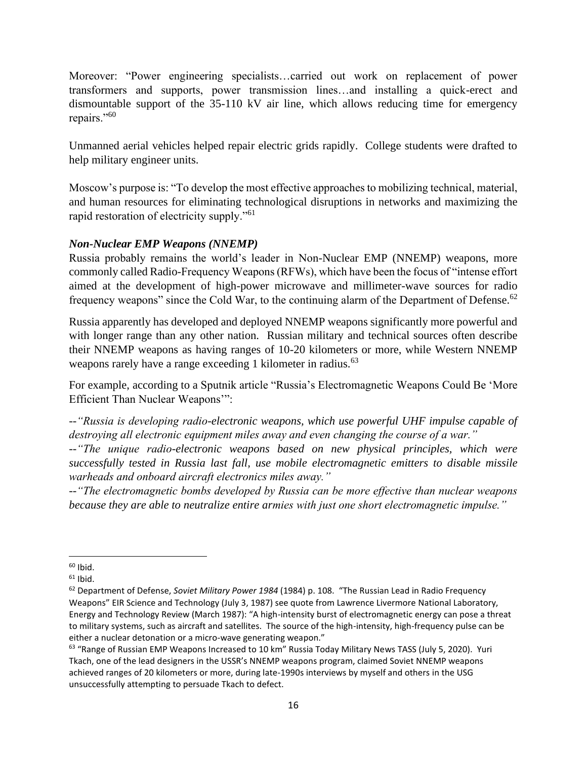Moreover: "Power engineering specialists…carried out work on replacement of power transformers and supports, power transmission lines…and installing a quick-erect and dismountable support of the 35-110 kV air line, which allows reducing time for emergency repairs."[60]

Unmanned aerial vehicles helped repair electric grids rapidly. College students were drafted to help military engineer units.

Moscow's purpose is: "To develop the most effective approaches to mobilizing technical, material, and human resources for eliminating technological disruptions in networks and maximizing the rapid restoration of electricity supply."[61]

***Non-Nuclear EMP Weapons (NNEMP)***

Russia probably remains the world's leader in Non-Nuclear EMP (NNEMP) weapons, more commonly called Radio-Frequency Weapons (RFWs), which have been the focus of "intense effort aimed at the development of high-power microwave and millimeter-wave sources for radio frequency weapons" since the Cold War, to the continuing alarm of the Department of Defense.[62]

Russia apparently has developed and deployed NNEMP weapons significantly more powerful and with longer range than any other nation. Russian military and technical sources often describe their NNEMP weapons as having ranges of 10-20 kilometers or more, while Western NNEMP weapons rarely have a range exceeding 1 kilometer in radius.[63]

For example, according to a Sputnik article "Russia's Electromagnetic Weapons Could Be 'More Efficient Than Nuclear Weapons'":

--*"Russia is developing radio-electronic weapons, which use powerful UHF impulse capable of destroying all electronic equipment miles away and even changing the course of a war."*
--*"The unique radio-electronic weapons based on new physical principles, which were successfully tested in Russia last fall, use mobile electromagnetic emitters to disable missile warheads and onboard aircraft electronics miles away."*
--*"The electromagnetic bombs developed by Russia can be more effective than nuclear weapons because they are able to neutralize entire armies with just one short electromagnetic impulse."*

---

[60] Ibid.

[61] Ibid.

[62] Department of Defense, *Soviet Military Power 1984* (1984) p. 108. "The Russian Lead in Radio Frequency Weapons" EIR Science and Technology (July 3, 1987) see quote from Lawrence Livermore National Laboratory, Energy and Technology Review (March 1987): "A high-intensity burst of electromagnetic energy can pose a threat to military systems, such as aircraft and satellites. The source of the high-intensity, high-frequency pulse can be either a nuclear detonation or a micro-wave generating weapon."

[63] "Range of Russian EMP Weapons Increased to 10 km" Russia Today Military News TASS (July 5, 2020). Yuri Tkach, one of the lead designers in the USSR's NNEMP weapons program, claimed Soviet NNEMP weapons achieved ranges of 20 kilometers or more, during late-1990s interviews by myself and others in the USG unsuccessfully attempting to persuade Tkach to defect.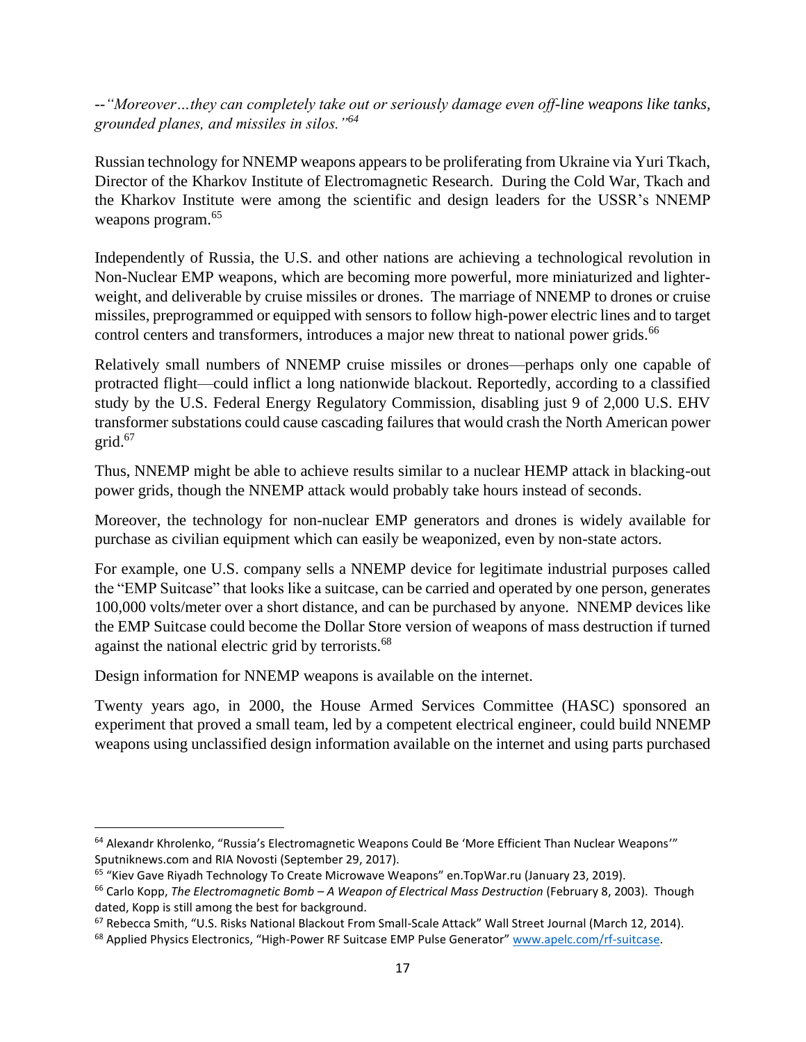--*"Moreover…they can completely take out or seriously damage even off-line weapons like tanks, grounded planes, and missiles in silos."*[64]

Russian technology for NNEMP weapons appears to be proliferating from Ukraine via Yuri Tkach, Director of the Kharkov Institute of Electromagnetic Research. During the Cold War, Tkach and the Kharkov Institute were among the scientific and design leaders for the USSR's NNEMP weapons program.[65]

Independently of Russia, the U.S. and other nations are achieving a technological revolution in Non-Nuclear EMP weapons, which are becoming more powerful, more miniaturized and lighter-weight, and deliverable by cruise missiles or drones. The marriage of NNEMP to drones or cruise missiles, preprogrammed or equipped with sensors to follow high-power electric lines and to target control centers and transformers, introduces a major new threat to national power grids.[66]

Relatively small numbers of NNEMP cruise missiles or drones—perhaps only one capable of protracted flight—could inflict a long nationwide blackout. Reportedly, according to a classified study by the U.S. Federal Energy Regulatory Commission, disabling just 9 of 2,000 U.S. EHV transformer substations could cause cascading failures that would crash the North American power grid.[67]

Thus, NNEMP might be able to achieve results similar to a nuclear HEMP attack in blacking-out power grids, though the NNEMP attack would probably take hours instead of seconds.

Moreover, the technology for non-nuclear EMP generators and drones is widely available for purchase as civilian equipment which can easily be weaponized, even by non-state actors.

For example, one U.S. company sells a NNEMP device for legitimate industrial purposes called the "EMP Suitcase" that looks like a suitcase, can be carried and operated by one person, generates 100,000 volts/meter over a short distance, and can be purchased by anyone. NNEMP devices like the EMP Suitcase could become the Dollar Store version of weapons of mass destruction if turned against the national electric grid by terrorists.[68]

Design information for NNEMP weapons is available on the internet.

Twenty years ago, in 2000, the House Armed Services Committee (HASC) sponsored an experiment that proved a small team, led by a competent electrical engineer, could build NNEMP weapons using unclassified design information available on the internet and using parts purchased

---

[64] Alexandr Khrolenko, "Russia's Electromagnetic Weapons Could Be 'More Efficient Than Nuclear Weapons'" Sputniknews.com and RIA Novosti (September 29, 2017).

[65] "Kiev Gave Riyadh Technology To Create Microwave Weapons" en.TopWar.ru (January 23, 2019).

[66] Carlo Kopp, *The Electromagnetic Bomb – A Weapon of Electrical Mass Destruction* (February 8, 2003). Though dated, Kopp is still among the best for background.

[67] Rebecca Smith, "U.S. Risks National Blackout From Small-Scale Attack" Wall Street Journal (March 12, 2014).

[68] Applied Physics Electronics, "High-Power RF Suitcase EMP Pulse Generator" www.apelc.com/rf-suitcase.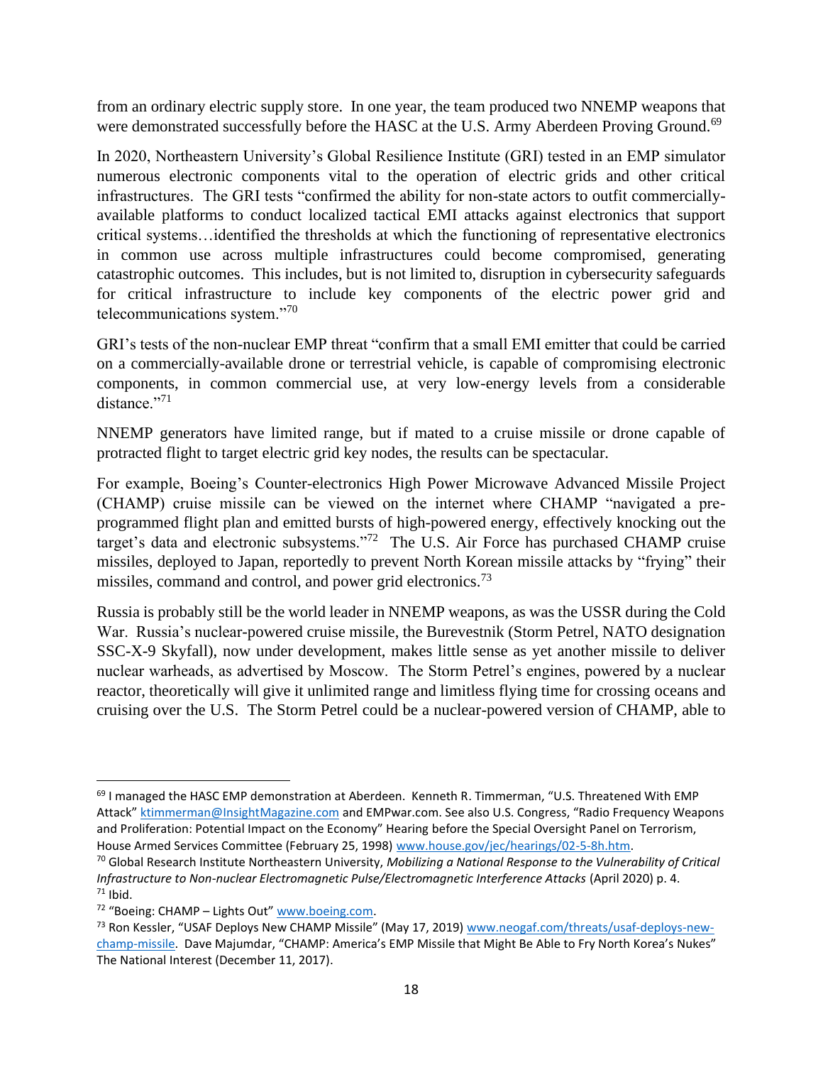from an ordinary electric supply store. In one year, the team produced two NNEMP weapons that were demonstrated successfully before the HASC at the U.S. Army Aberdeen Proving Ground.[69]

In 2020, Northeastern University's Global Resilience Institute (GRI) tested in an EMP simulator numerous electronic components vital to the operation of electric grids and other critical infrastructures. The GRI tests "confirmed the ability for non-state actors to outfit commercially-available platforms to conduct localized tactical EMI attacks against electronics that support critical systems…identified the thresholds at which the functioning of representative electronics in common use across multiple infrastructures could become compromised, generating catastrophic outcomes. This includes, but is not limited to, disruption in cybersecurity safeguards for critical infrastructure to include key components of the electric power grid and telecommunications system."[70]

GRI's tests of the non-nuclear EMP threat "confirm that a small EMI emitter that could be carried on a commercially-available drone or terrestrial vehicle, is capable of compromising electronic components, in common commercial use, at very low-energy levels from a considerable distance."[71]

NNEMP generators have limited range, but if mated to a cruise missile or drone capable of protracted flight to target electric grid key nodes, the results can be spectacular.

For example, Boeing's Counter-electronics High Power Microwave Advanced Missile Project (CHAMP) cruise missile can be viewed on the internet where CHAMP "navigated a pre-programmed flight plan and emitted bursts of high-powered energy, effectively knocking out the target's data and electronic subsystems."[72] The U.S. Air Force has purchased CHAMP cruise missiles, deployed to Japan, reportedly to prevent North Korean missile attacks by "frying" their missiles, command and control, and power grid electronics.[73]

Russia is probably still be the world leader in NNEMP weapons, as was the USSR during the Cold War. Russia's nuclear-powered cruise missile, the Burevestnik (Storm Petrel, NATO designation SSC-X-9 Skyfall), now under development, makes little sense as yet another missile to deliver nuclear warheads, as advertised by Moscow. The Storm Petrel's engines, powered by a nuclear reactor, theoretically will give it unlimited range and limitless flying time for crossing oceans and cruising over the U.S. The Storm Petrel could be a nuclear-powered version of CHAMP, able to

---

[69] I managed the HASC EMP demonstration at Aberdeen. Kenneth R. Timmerman, "U.S. Threatened With EMP Attack" ktimmerman@InsightMagazine.com and EMPwar.com. See also U.S. Congress, "Radio Frequency Weapons and Proliferation: Potential Impact on the Economy" Hearing before the Special Oversight Panel on Terrorism, House Armed Services Committee (February 25, 1998) www.house.gov/jec/hearings/02-5-8h.htm.

[70] Global Research Institute Northeastern University, *Mobilizing a National Response to the Vulnerability of Critical Infrastructure to Non-nuclear Electromagnetic Pulse/Electromagnetic Interference Attacks* (April 2020) p. 4.

[71] Ibid.

[72] "Boeing: CHAMP – Lights Out" www.boeing.com.

[73] Ron Kessler, "USAF Deploys New CHAMP Missile" (May 17, 2019) www.neogaf.com/threats/usaf-deploys-new-champ-missile. Dave Majumdar, "CHAMP: America's EMP Missile that Might Be Able to Fry North Korea's Nukes" The National Interest (December 11, 2017).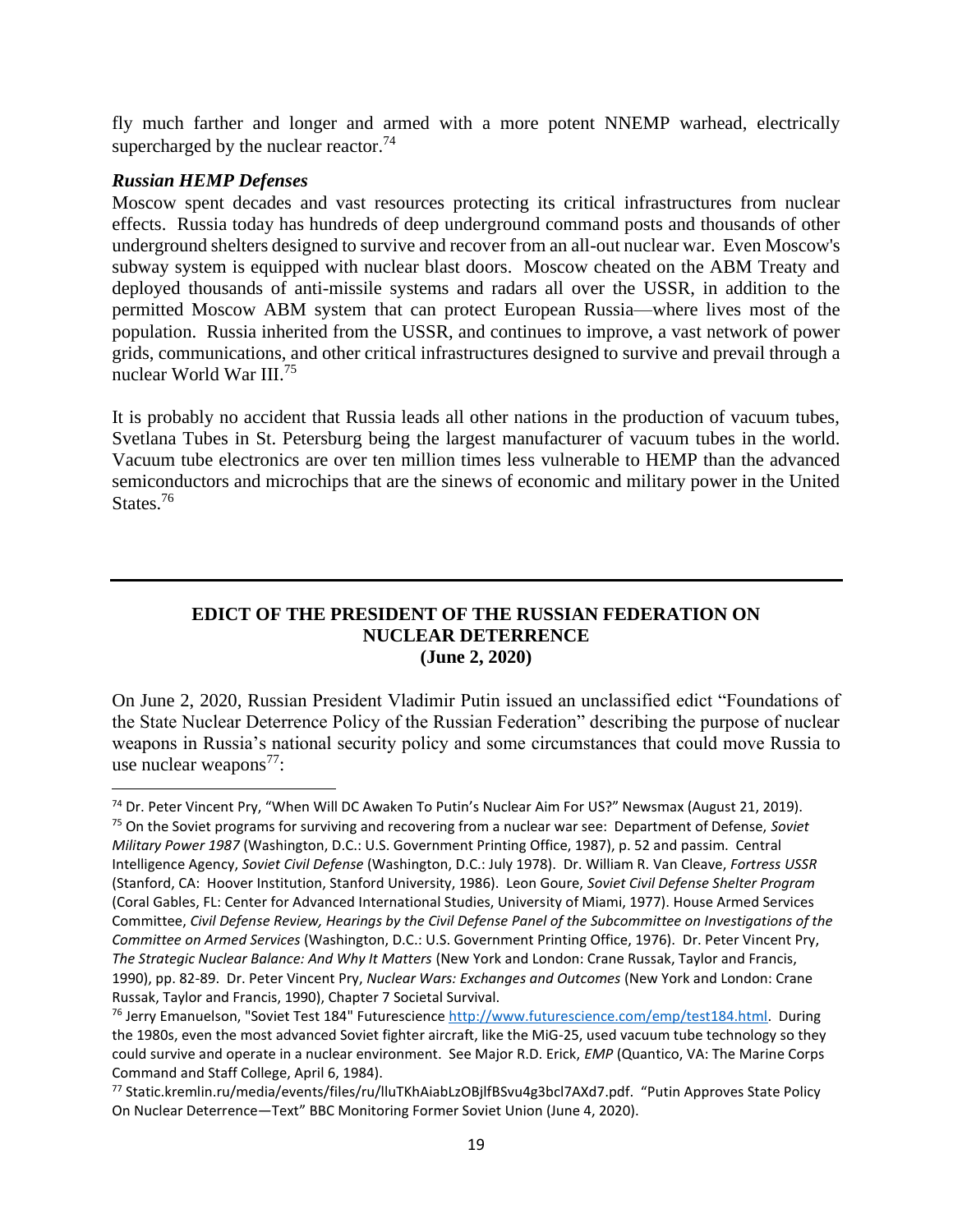fly much farther and longer and armed with a more potent NNEMP warhead, electrically supercharged by the nuclear reactor.[74]

***Russian HEMP Defenses***

Moscow spent decades and vast resources protecting its critical infrastructures from nuclear effects. Russia today has hundreds of deep underground command posts and thousands of other underground shelters designed to survive and recover from an all-out nuclear war. Even Moscow's subway system is equipped with nuclear blast doors. Moscow cheated on the ABM Treaty and deployed thousands of anti-missile systems and radars all over the USSR, in addition to the permitted Moscow ABM system that can protect European Russia—where lives most of the population. Russia inherited from the USSR, and continues to improve, a vast network of power grids, communications, and other critical infrastructures designed to survive and prevail through a nuclear World War III.[75]

It is probably no accident that Russia leads all other nations in the production of vacuum tubes, Svetlana Tubes in St. Petersburg being the largest manufacturer of vacuum tubes in the world. Vacuum tube electronics are over ten million times less vulnerable to HEMP than the advanced semiconductors and microchips that are the sinews of economic and military power in the United States.[76]

---

## EDICT OF THE PRESIDENT OF THE RUSSIAN FEDERATION ON NUCLEAR DETERRENCE (June 2, 2020)

On June 2, 2020, Russian President Vladimir Putin issued an unclassified edict "Foundations of the State Nuclear Deterrence Policy of the Russian Federation" describing the purpose of nuclear weapons in Russia's national security policy and some circumstances that could move Russia to use nuclear weapons[77]:

---

[74] Dr. Peter Vincent Pry, "When Will DC Awaken To Putin's Nuclear Aim For US?" Newsmax (August 21, 2019).

[75] On the Soviet programs for surviving and recovering from a nuclear war see: Department of Defense, *Soviet Military Power 1987* (Washington, D.C.: U.S. Government Printing Office, 1987), p. 52 and passim. Central Intelligence Agency, *Soviet Civil Defense* (Washington, D.C.: July 1978). Dr. William R. Van Cleave, *Fortress USSR* (Stanford, CA: Hoover Institution, Stanford University, 1986). Leon Goure, *Soviet Civil Defense Shelter Program* (Coral Gables, FL: Center for Advanced International Studies, University of Miami, 1977). House Armed Services Committee, *Civil Defense Review, Hearings by the Civil Defense Panel of the Subcommittee on Investigations of the Committee on Armed Services* (Washington, D.C.: U.S. Government Printing Office, 1976). Dr. Peter Vincent Pry, *The Strategic Nuclear Balance: And Why It Matters* (New York and London: Crane Russak, Taylor and Francis, 1990), pp. 82-89. Dr. Peter Vincent Pry, *Nuclear Wars: Exchanges and Outcomes* (New York and London: Crane Russak, Taylor and Francis, 1990), Chapter 7 Societal Survival.

[76] Jerry Emanuelson, "Soviet Test 184" Futurescience http://www.futurescience.com/emp/test184.html. During the 1980s, even the most advanced Soviet fighter aircraft, like the MiG-25, used vacuum tube technology so they could survive and operate in a nuclear environment. See Major R.D. Erick, *EMP* (Quantico, VA: The Marine Corps Command and Staff College, April 6, 1984).

[77] Static.kremlin.ru/media/events/files/ru/lluTKhAiabLzOBjlfBSvu4g3bcl7AXd7.pdf. "Putin Approves State Policy On Nuclear Deterrence—Text" BBC Monitoring Former Soviet Union (June 4, 2020).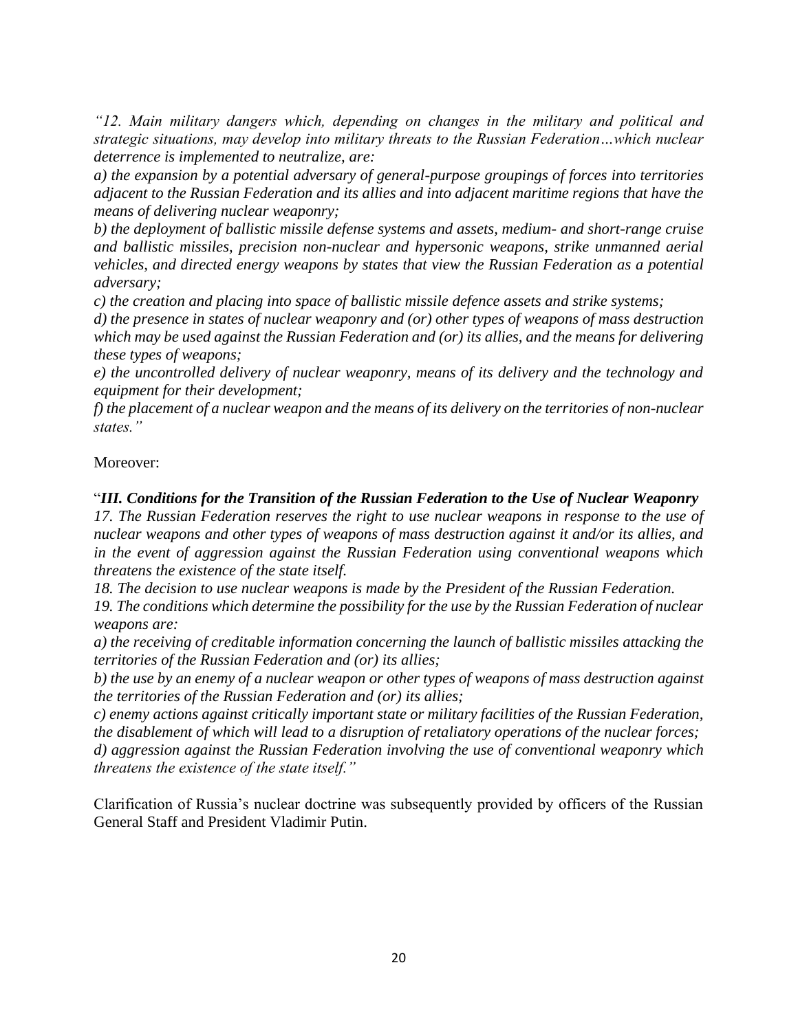*"12. Main military dangers which, depending on changes in the military and political and strategic situations, may develop into military threats to the Russian Federation…which nuclear deterrence is implemented to neutralize, are:*
*a) the expansion by a potential adversary of general-purpose groupings of forces into territories adjacent to the Russian Federation and its allies and into adjacent maritime regions that have the means of delivering nuclear weaponry;*
*b) the deployment of ballistic missile defense systems and assets, medium- and short-range cruise and ballistic missiles, precision non-nuclear and hypersonic weapons, strike unmanned aerial vehicles, and directed energy weapons by states that view the Russian Federation as a potential adversary;*
*c) the creation and placing into space of ballistic missile defence assets and strike systems;*
*d) the presence in states of nuclear weaponry and (or) other types of weapons of mass destruction which may be used against the Russian Federation and (or) its allies, and the means for delivering these types of weapons;*
*e) the uncontrolled delivery of nuclear weaponry, means of its delivery and the technology and equipment for their development;*
*f) the placement of a nuclear weapon and the means of its delivery on the territories of non-nuclear states."*

Moreover:

"***III. Conditions for the Transition of the Russian Federation to the Use of Nuclear Weaponry***
*17. The Russian Federation reserves the right to use nuclear weapons in response to the use of nuclear weapons and other types of weapons of mass destruction against it and/or its allies, and in the event of aggression against the Russian Federation using conventional weapons which threatens the existence of the state itself.*
*18. The decision to use nuclear weapons is made by the President of the Russian Federation.*
*19. The conditions which determine the possibility for the use by the Russian Federation of nuclear weapons are:*
*a) the receiving of creditable information concerning the launch of ballistic missiles attacking the territories of the Russian Federation and (or) its allies;*
*b) the use by an enemy of a nuclear weapon or other types of weapons of mass destruction against the territories of the Russian Federation and (or) its allies;*
*c) enemy actions against critically important state or military facilities of the Russian Federation, the disablement of which will lead to a disruption of retaliatory operations of the nuclear forces;*
*d) aggression against the Russian Federation involving the use of conventional weaponry which threatens the existence of the state itself."*

Clarification of Russia's nuclear doctrine was subsequently provided by officers of the Russian General Staff and President Vladimir Putin.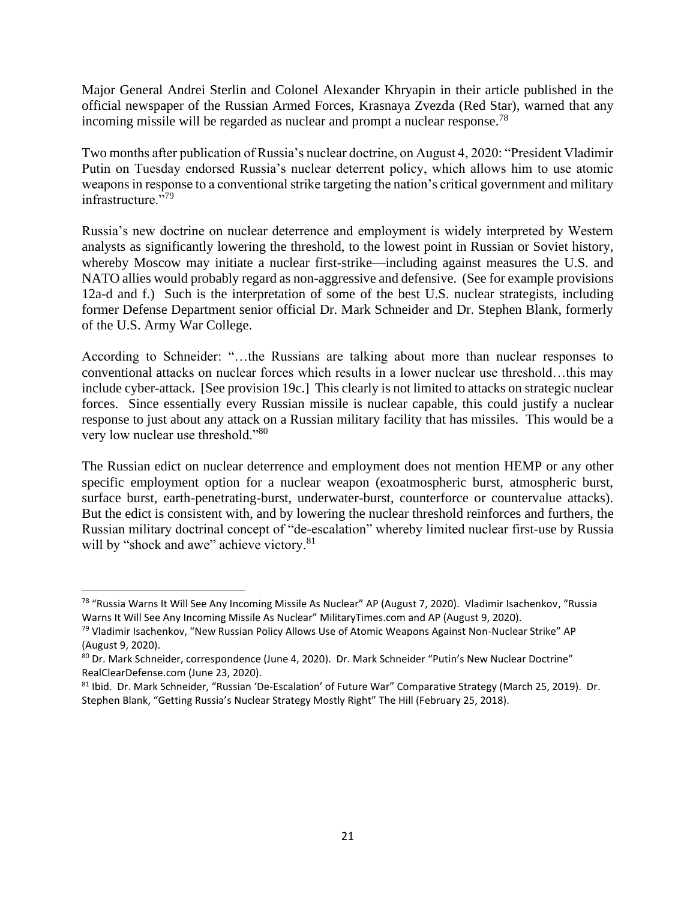Major General Andrei Sterlin and Colonel Alexander Khryapin in their article published in the official newspaper of the Russian Armed Forces, Krasnaya Zvezda (Red Star), warned that any incoming missile will be regarded as nuclear and prompt a nuclear response.[78]

Two months after publication of Russia's nuclear doctrine, on August 4, 2020: "President Vladimir Putin on Tuesday endorsed Russia's nuclear deterrent policy, which allows him to use atomic weapons in response to a conventional strike targeting the nation's critical government and military infrastructure."[79]

Russia's new doctrine on nuclear deterrence and employment is widely interpreted by Western analysts as significantly lowering the threshold, to the lowest point in Russian or Soviet history, whereby Moscow may initiate a nuclear first-strike—including against measures the U.S. and NATO allies would probably regard as non-aggressive and defensive. (See for example provisions 12a-d and f.) Such is the interpretation of some of the best U.S. nuclear strategists, including former Defense Department senior official Dr. Mark Schneider and Dr. Stephen Blank, formerly of the U.S. Army War College.

According to Schneider: "…the Russians are talking about more than nuclear responses to conventional attacks on nuclear forces which results in a lower nuclear use threshold…this may include cyber-attack. [See provision 19c.] This clearly is not limited to attacks on strategic nuclear forces. Since essentially every Russian missile is nuclear capable, this could justify a nuclear response to just about any attack on a Russian military facility that has missiles. This would be a very low nuclear use threshold."[80]

The Russian edict on nuclear deterrence and employment does not mention HEMP or any other specific employment option for a nuclear weapon (exoatmospheric burst, atmospheric burst, surface burst, earth-penetrating-burst, underwater-burst, counterforce or countervalue attacks). But the edict is consistent with, and by lowering the nuclear threshold reinforces and furthers, the Russian military doctrinal concept of "de-escalation" whereby limited nuclear first-use by Russia will by "shock and awe" achieve victory.[81]

---

[78] "Russia Warns It Will See Any Incoming Missile As Nuclear" AP (August 7, 2020). Vladimir Isachenkov, "Russia Warns It Will See Any Incoming Missile As Nuclear" MilitaryTimes.com and AP (August 9, 2020).

[79] Vladimir Isachenkov, "New Russian Policy Allows Use of Atomic Weapons Against Non-Nuclear Strike" AP (August 9, 2020).

[80] Dr. Mark Schneider, correspondence (June 4, 2020). Dr. Mark Schneider "Putin's New Nuclear Doctrine" RealClearDefense.com (June 23, 2020).

[81] Ibid. Dr. Mark Schneider, "Russian 'De-Escalation' of Future War" Comparative Strategy (March 25, 2019). Dr. Stephen Blank, "Getting Russia's Nuclear Strategy Mostly Right" The Hill (February 25, 2018).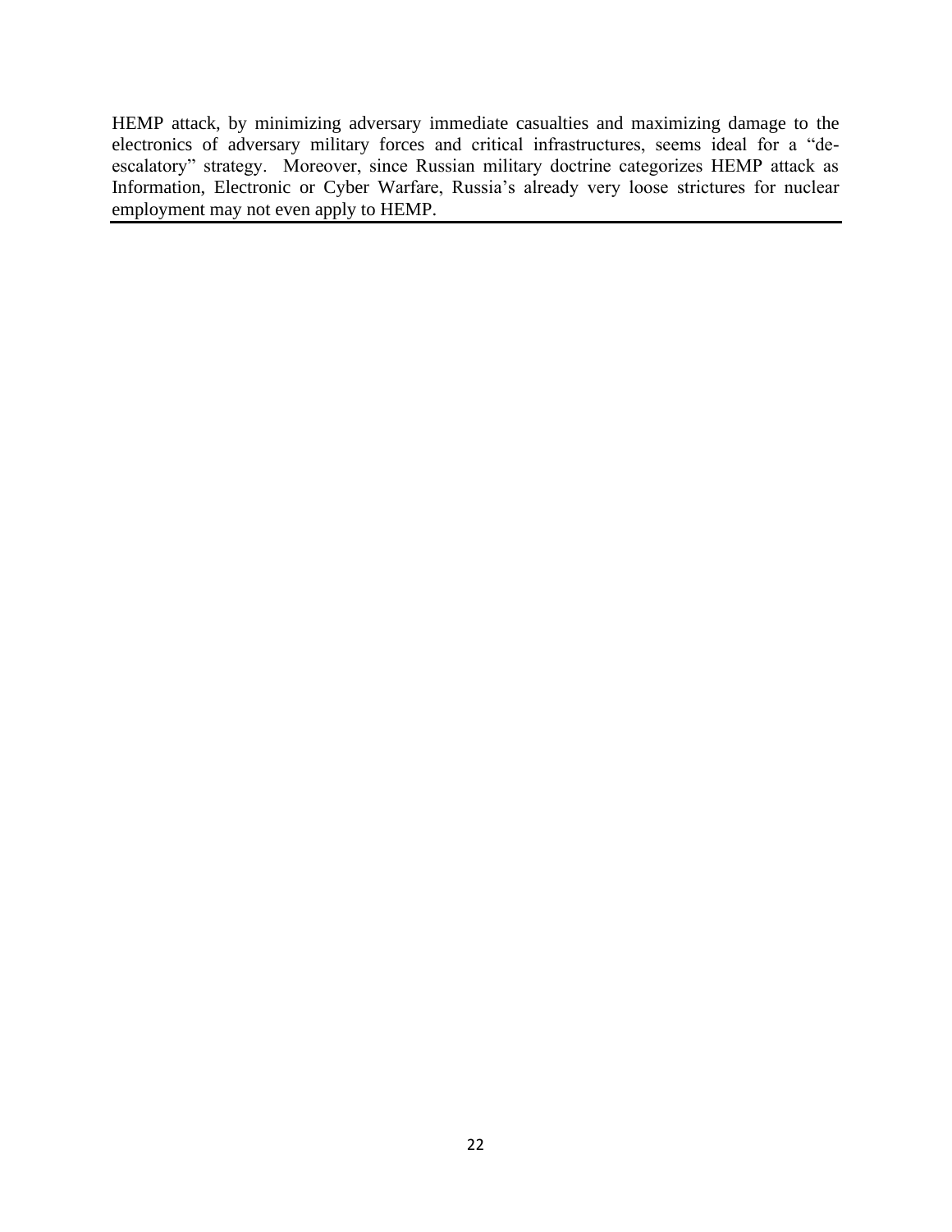HEMP attack, by minimizing adversary immediate casualties and maximizing damage to the electronics of adversary military forces and critical infrastructures, seems ideal for a "de-escalatory" strategy. Moreover, since Russian military doctrine categorizes HEMP attack as Information, Electronic or Cyber Warfare, Russia's already very loose strictures for nuclear employment may not even apply to HEMP.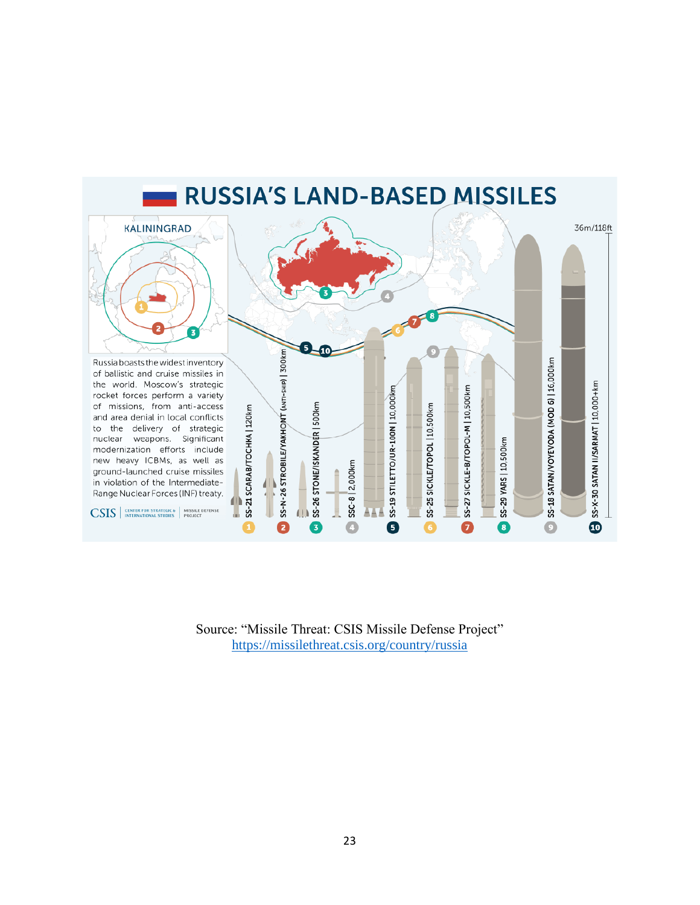# RUSSIA'S LAND-BASED MISSILES

KALININGRAD

Russia boasts the widest inventory of ballistic and cruise missiles in the world. Moscow's strategic rocket forces perform a variety of missions, from anti-access and area denial in local conflicts to the delivery of strategic nuclear weapons. Significant modernization efforts include new heavy ICBMs, as well as ground-launched cruise missiles in violation of the Intermediate-Range Nuclear Forces (INF) treaty.

CSIS | CENTER FOR STRATEGIC & INTERNATIONAL STUDIES | MISSILE DEFENSE PROJECT

36m/118ft

1. SS-21 SCARAB/TOCHKA | 120km
2. SS-N-26 STROBILE/YAKHONT (ANTI-SHIP) | 300km
3. SS-26 STONE/ISKANDER | 500km
4. SSC-8 | 2,000km
5. SS-19 STILETTO/UR-100N | 10,000km
6. SS-25 SICKLE/TOPOL | 10,500km
7. SS-27 SICKLE-B/TOPOL-M | 10,500km
8. SS-29 YARS | 10,500km
9. SS-18 SATAN/VOYEVODA (MOD 6) | 16,000km
10. SS-X-30 SATAN II/SARMAT | 10,000+km

Source: "Missile Threat: CSIS Missile Defense Project"
https://missilethreat.csis.org/country/russia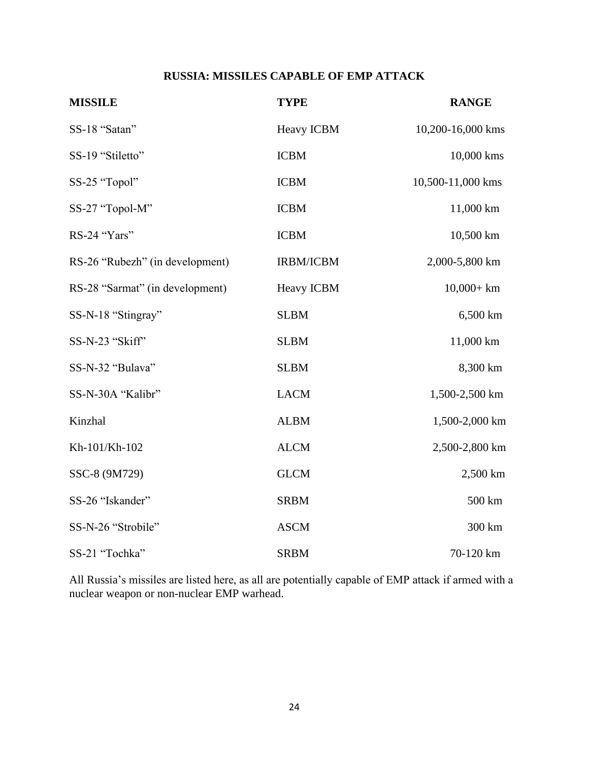## RUSSIA: MISSILES CAPABLE OF EMP ATTACK

| MISSILE | TYPE | RANGE |
|---|---|---|
| SS-18 “Satan” | Heavy ICBM | 10,200-16,000 kms |
| SS-19 “Stiletto” | ICBM | 10,000 kms |
| SS-25 “Topol” | ICBM | 10,500-11,000 kms |
| SS-27 “Topol-M” | ICBM | 11,000 km |
| RS-24 “Yars” | ICBM | 10,500 km |
| RS-26 “Rubezh” (in development) | IRBM/ICBM | 2,000-5,800 km |
| RS-28 “Sarmat” (in development) | Heavy ICBM | 10,000+ km |
| SS-N-18 “Stingray” | SLBM | 6,500 km |
| SS-N-23 “Skiff” | SLBM | 11,000 km |
| SS-N-32 “Bulava” | SLBM | 8,300 km |
| SS-N-30A “Kalibr” | LACM | 1,500-2,500 km |
| Kinzhal | ALBM | 1,500-2,000 km |
| Kh-101/Kh-102 | ALCM | 2,500-2,800 km |
| SSC-8 (9M729) | GLCM | 2,500 km |
| SS-26 “Iskander” | SRBM | 500 km |
| SS-N-26 “Strobile” | ASCM | 300 km |
| SS-21 “Tochka” | SRBM | 70-120 km |

All Russia’s missiles are listed here, as all are potentially capable of EMP attack if armed with a nuclear weapon or non-nuclear EMP warhead.